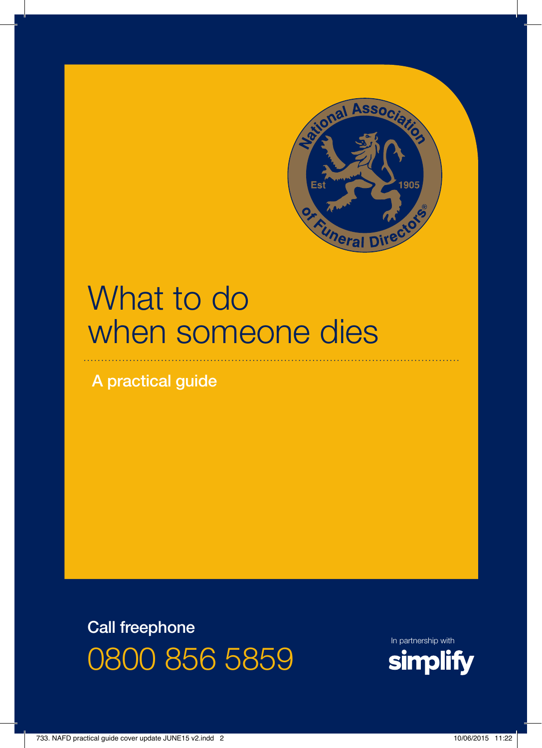National Association of Funeral Directors® Est 1905

# What to do when someone dies

## A practical guide

**Call freephone**

0800 856 5859

In partnership with simplify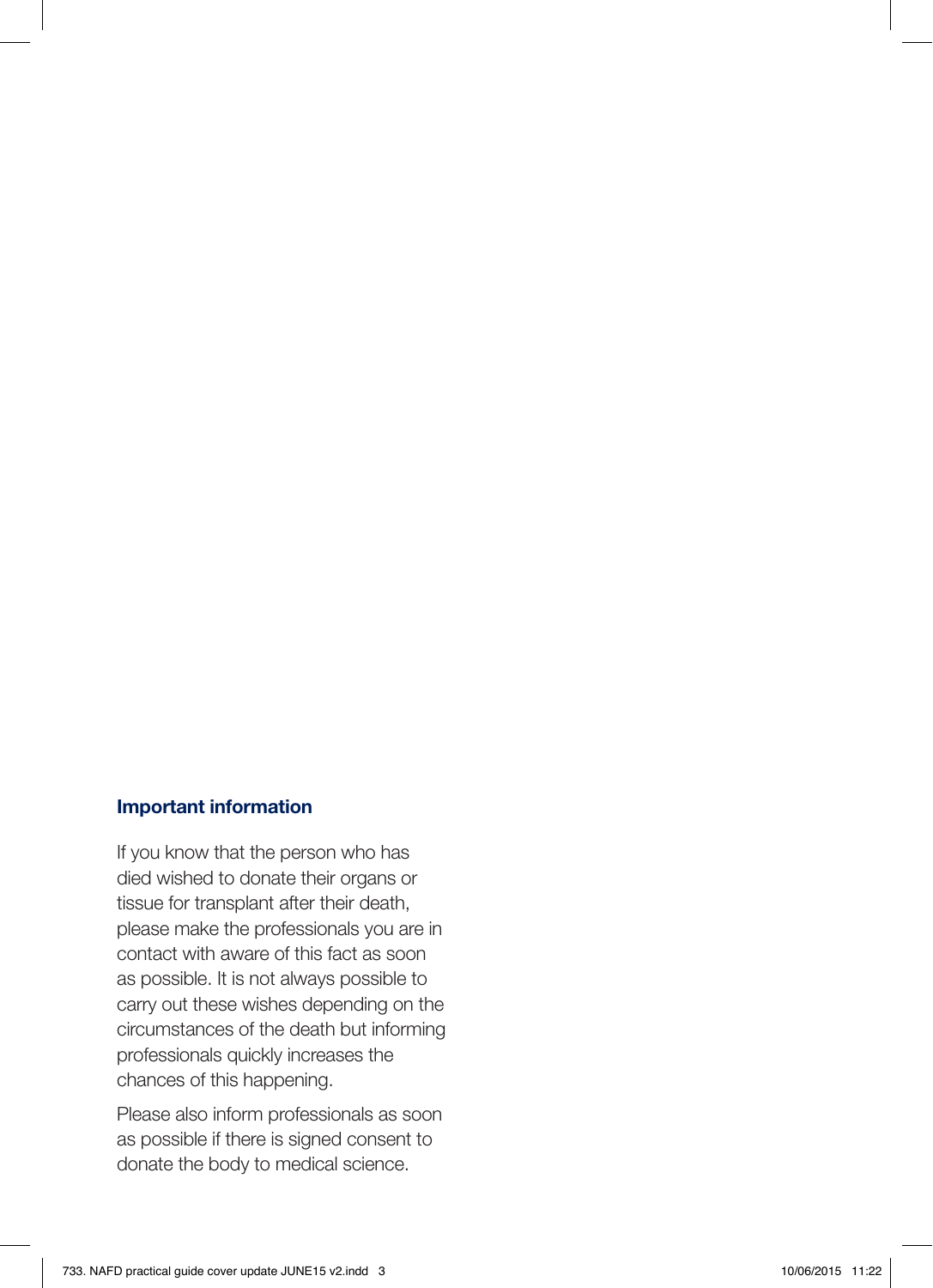### Important information

If you know that the person who has died wished to donate their organs or tissue for transplant after their death, please make the professionals you are in contact with aware of this fact as soon as possible. It is not always possible to carry out these wishes depending on the circumstances of the death but informing professionals quickly increases the chances of this happening.

Please also inform professionals as soon as possible if there is signed consent to donate the body to medical science.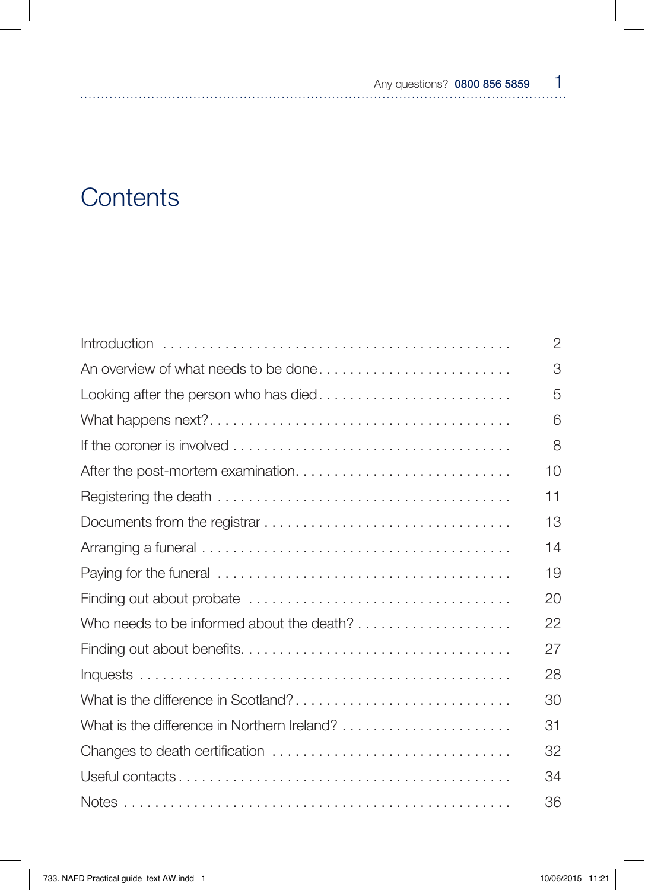# Contents

| | |
|---|---|
| Introduction | 2 |
| An overview of what needs to be done | 3 |
| Looking after the person who has died | 5 |
| What happens next? | 6 |
| If the coroner is involved | 8 |
| After the post-mortem examination | 10 |
| Registering the death | 11 |
| Documents from the registrar | 13 |
| Arranging a funeral | 14 |
| Paying for the funeral | 19 |
| Finding out about probate | 20 |
| Who needs to be informed about the death? | 22 |
| Finding out about benefits | 27 |
| Inquests | 28 |
| What is the difference in Scotland? | 30 |
| What is the difference in Northern Ireland? | 31 |
| Changes to death certification | 32 |
| Useful contacts | 34 |
| Notes | 36 |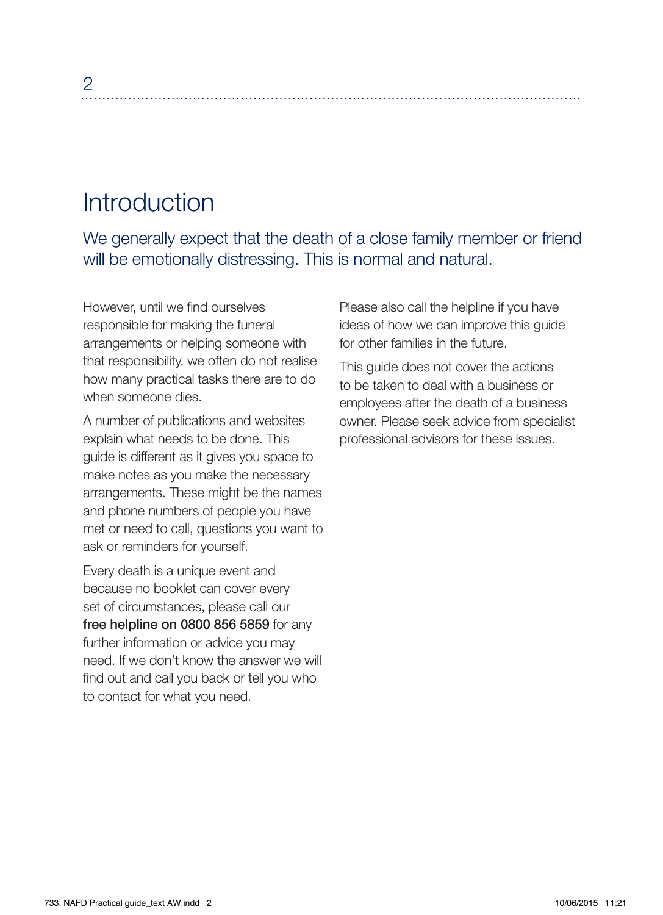# Introduction

## We generally expect that the death of a close family member or friend will be emotionally distressing. This is normal and natural.

However, until we find ourselves responsible for making the funeral arrangements or helping someone with that responsibility, we often do not realise how many practical tasks there are to do when someone dies.

A number of publications and websites explain what needs to be done. This guide is different as it gives you space to make notes as you make the necessary arrangements. These might be the names and phone numbers of people you have met or need to call, questions you want to ask or reminders for yourself.

Every death is a unique event and because no booklet can cover every set of circumstances, please call our **free helpline on 0800 856 5859** for any further information or advice you may need. If we don't know the answer we will find out and call you back or tell you who to contact for what you need.

Please also call the helpline if you have ideas of how we can improve this guide for other families in the future.

This guide does not cover the actions to be taken to deal with a business or employees after the death of a business owner. Please seek advice from specialist professional advisors for these issues.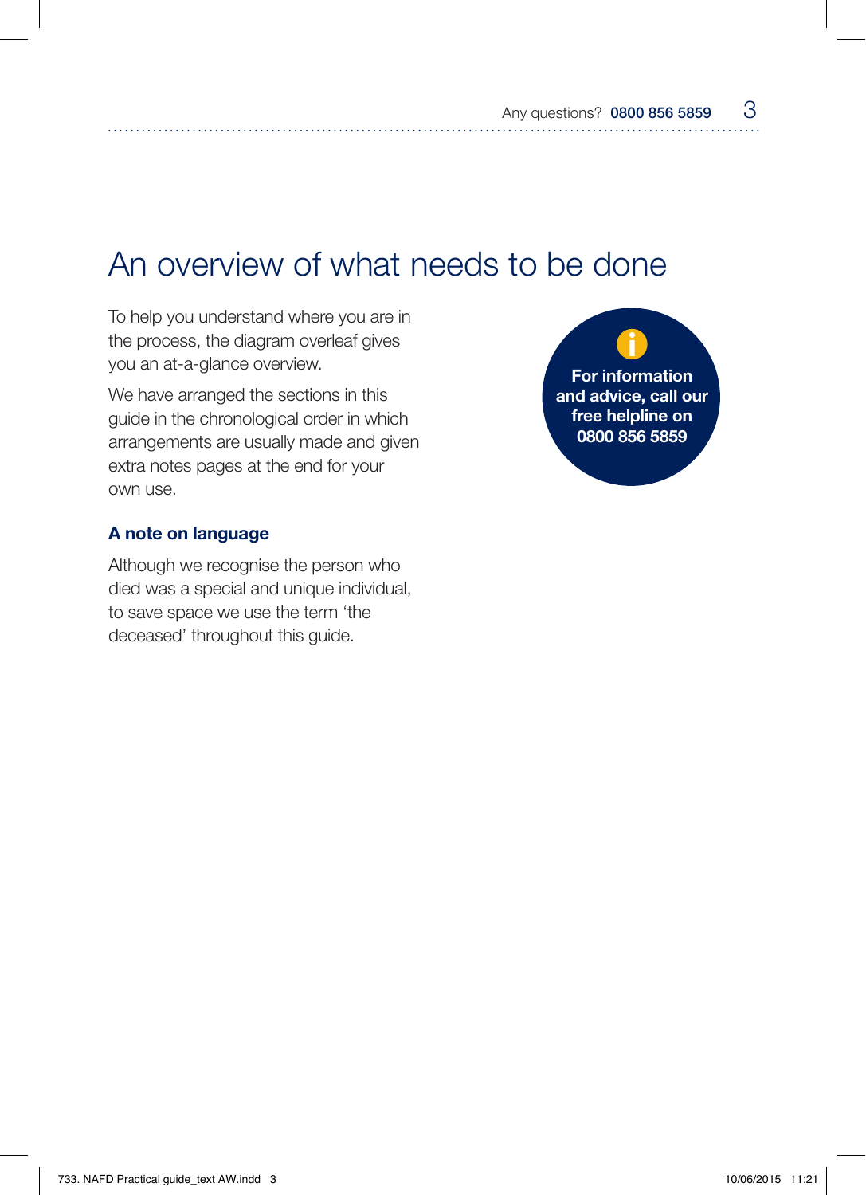# An overview of what needs to be done

To help you understand where you are in the process, the diagram overleaf gives you an at-a-glance overview.

We have arranged the sections in this guide in the chronological order in which arrangements are usually made and given extra notes pages at the end for your own use.

**For information and advice, call our free helpline on 0800 856 5859**

### A note on language

Although we recognise the person who died was a special and unique individual, to save space we use the term 'the deceased' throughout this guide.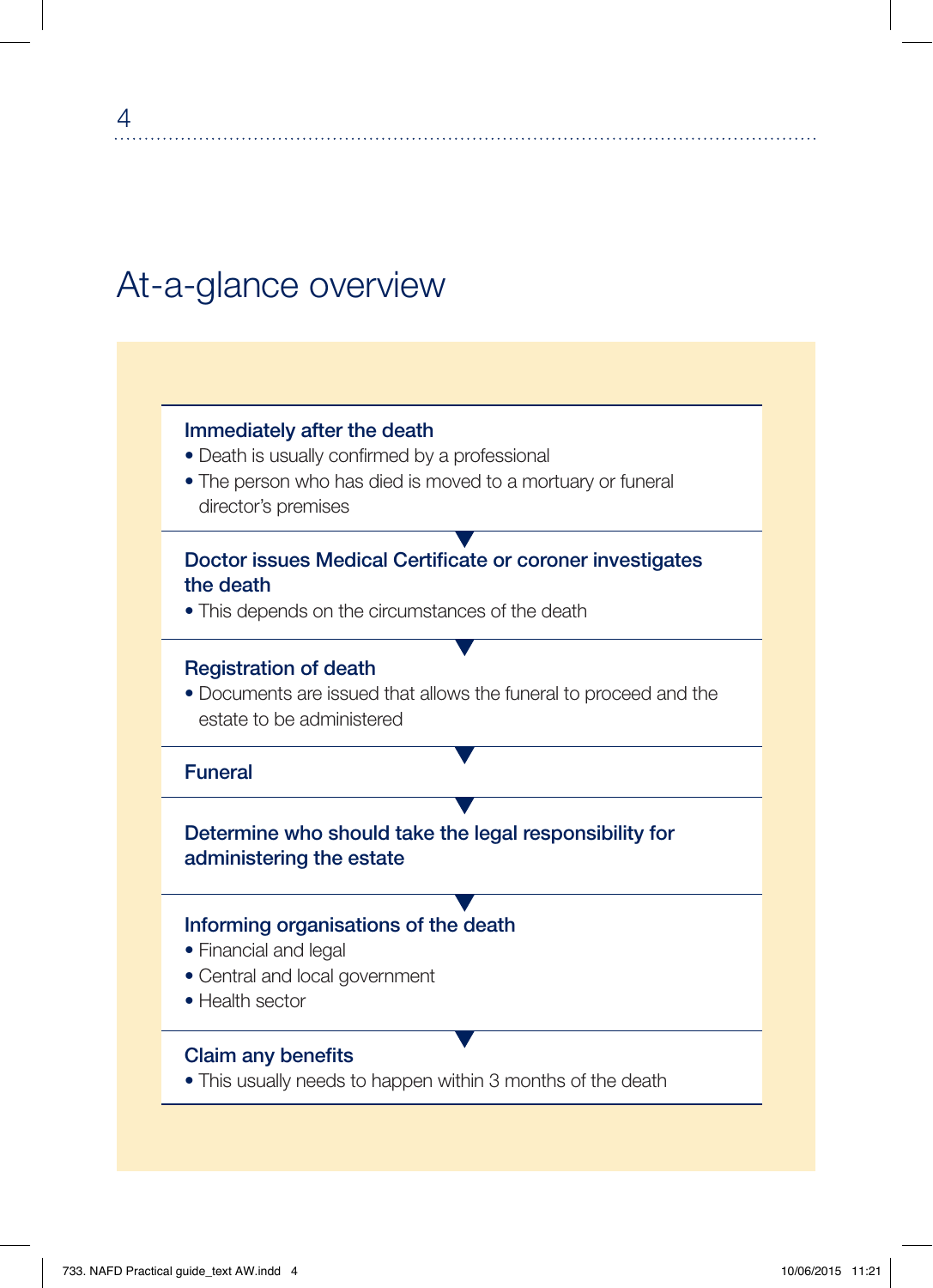# At-a-glance overview

**Immediately after the death**

- Death is usually confirmed by a professional
- The person who has died is moved to a mortuary or funeral director's premises

**Doctor issues Medical Certificate or coroner investigates the death**

- This depends on the circumstances of the death

**Registration of death**

- Documents are issued that allows the funeral to proceed and the estate to be administered

**Funeral**

**Determine who should take the legal responsibility for administering the estate**

**Informing organisations of the death**

- Financial and legal
- Central and local government
- Health sector

**Claim any benefits**

- This usually needs to happen within 3 months of the death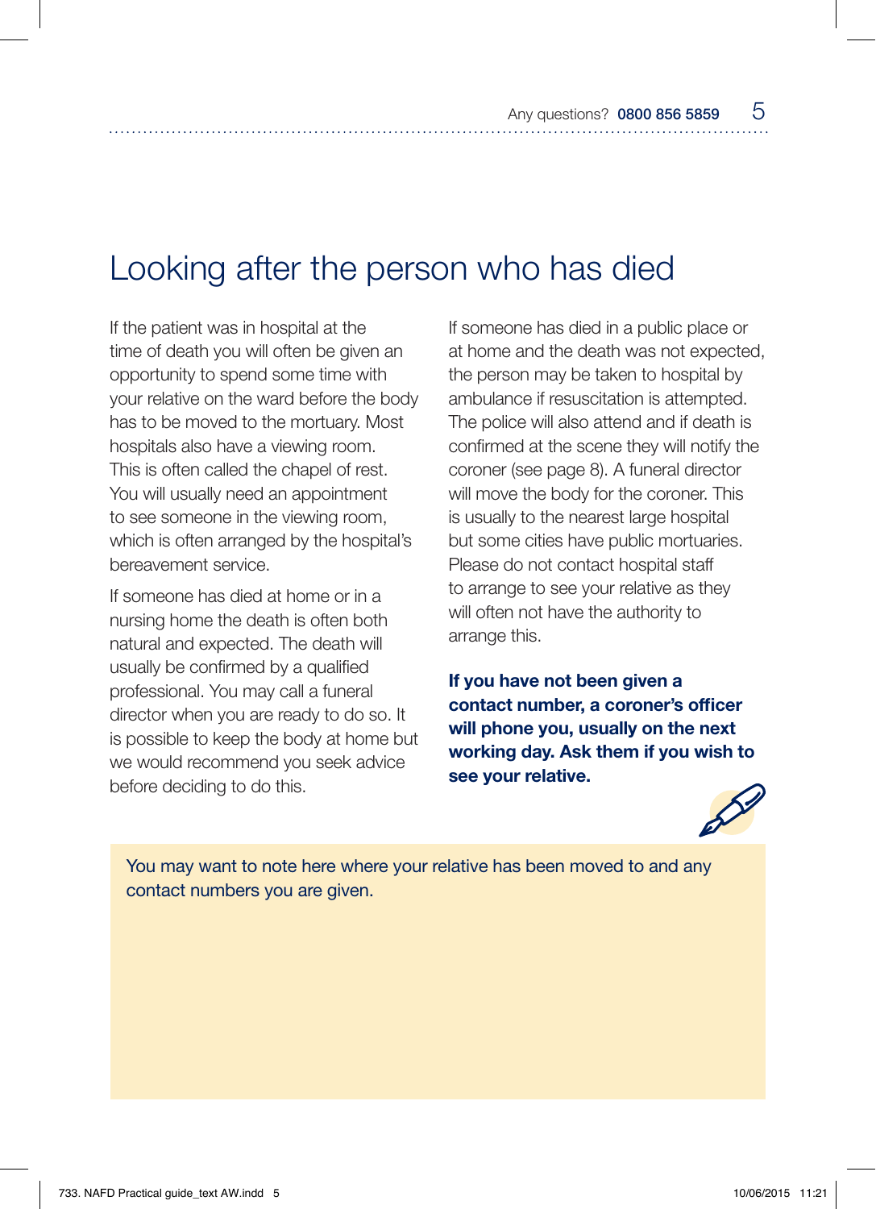# Looking after the person who has died

If the patient was in hospital at the time of death you will often be given an opportunity to spend some time with your relative on the ward before the body has to be moved to the mortuary. Most hospitals also have a viewing room. This is often called the chapel of rest. You will usually need an appointment to see someone in the viewing room, which is often arranged by the hospital's bereavement service.

If someone has died at home or in a nursing home the death is often both natural and expected. The death will usually be confirmed by a qualified professional. You may call a funeral director when you are ready to do so. It is possible to keep the body at home but we would recommend you seek advice before deciding to do this.

If someone has died in a public place or at home and the death was not expected, the person may be taken to hospital by ambulance if resuscitation is attempted. The police will also attend and if death is confirmed at the scene they will notify the coroner (see page 8). A funeral director will move the body for the coroner. This is usually to the nearest large hospital but some cities have public mortuaries. Please do not contact hospital staff to arrange to see your relative as they will often not have the authority to arrange this.

**If you have not been given a contact number, a coroner's officer will phone you, usually on the next working day. Ask them if you wish to see your relative.**

You may want to note here where your relative has been moved to and any contact numbers you are given.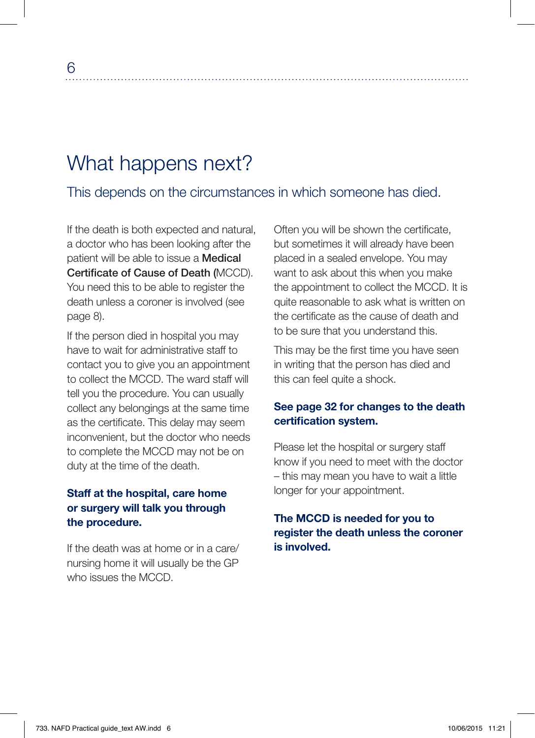# What happens next?

## This depends on the circumstances in which someone has died.

If the death is both expected and natural, a doctor who has been looking after the patient will be able to issue a **Medical Certificate of Cause of Death (**MCCD). You need this to be able to register the death unless a coroner is involved (see page 8).

If the person died in hospital you may have to wait for administrative staff to contact you to give you an appointment to collect the MCCD. The ward staff will tell you the procedure. You can usually collect any belongings at the same time as the certificate. This delay may seem inconvenient, but the doctor who needs to complete the MCCD may not be on duty at the time of the death.

**Staff at the hospital, care home or surgery will talk you through the procedure.**

If the death was at home or in a care/nursing home it will usually be the GP who issues the MCCD.

Often you will be shown the certificate, but sometimes it will already have been placed in a sealed envelope. You may want to ask about this when you make the appointment to collect the MCCD. It is quite reasonable to ask what is written on the certificate as the cause of death and to be sure that you understand this.

This may be the first time you have seen in writing that the person has died and this can feel quite a shock.

**See page 32 for changes to the death certification system.**

Please let the hospital or surgery staff know if you need to meet with the doctor – this may mean you have to wait a little longer for your appointment.

**The MCCD is needed for you to register the death unless the coroner is involved.**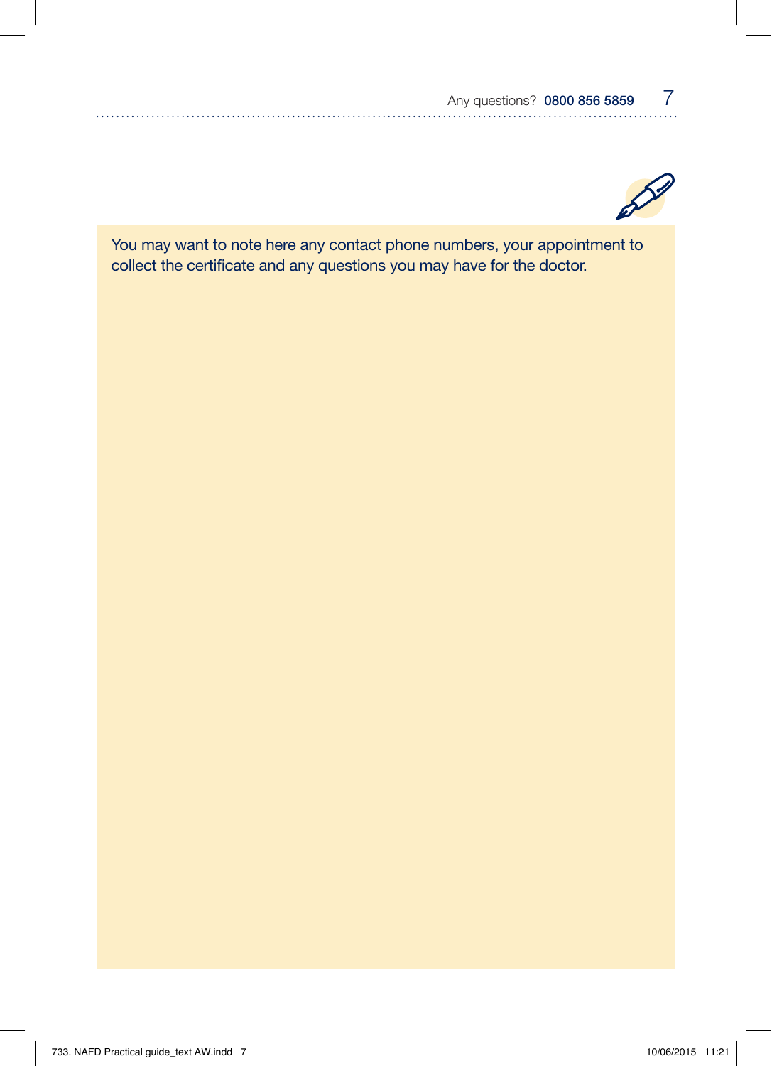You may want to note here any contact phone numbers, your appointment to collect the certificate and any questions you may have for the doctor.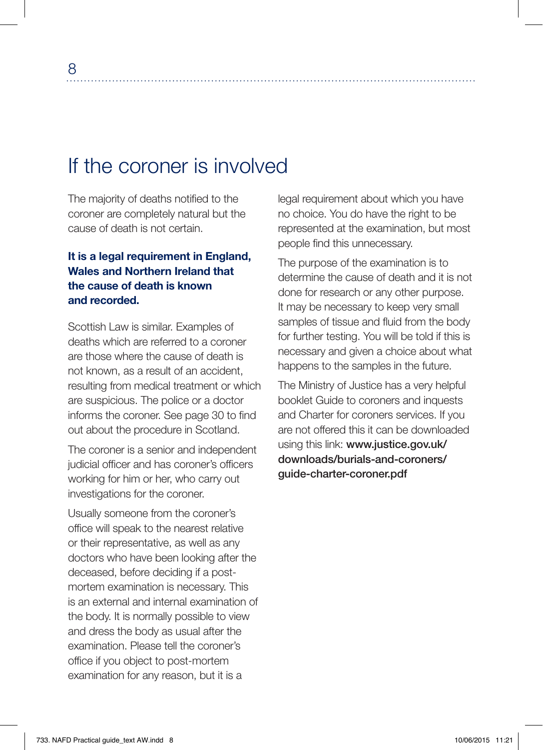# If the coroner is involved

The majority of deaths notified to the coroner are completely natural but the cause of death is not certain.

**It is a legal requirement in England, Wales and Northern Ireland that the cause of death is known and recorded.**

Scottish Law is similar. Examples of deaths which are referred to a coroner are those where the cause of death is not known, as a result of an accident, resulting from medical treatment or which are suspicious. The police or a doctor informs the coroner. See page 30 to find out about the procedure in Scotland.

The coroner is a senior and independent judicial officer and has coroner's officers working for him or her, who carry out investigations for the coroner.

Usually someone from the coroner's office will speak to the nearest relative or their representative, as well as any doctors who have been looking after the deceased, before deciding if a post-mortem examination is necessary. This is an external and internal examination of the body. It is normally possible to view and dress the body as usual after the examination. Please tell the coroner's office if you object to post-mortem examination for any reason, but it is a legal requirement about which you have no choice. You do have the right to be represented at the examination, but most people find this unnecessary.

The purpose of the examination is to determine the cause of death and it is not done for research or any other purpose. It may be necessary to keep very small samples of tissue and fluid from the body for further testing. You will be told if this is necessary and given a choice about what happens to the samples in the future.

The Ministry of Justice has a very helpful booklet Guide to coroners and inquests and Charter for coroners services. If you are not offered this it can be downloaded using this link: **www.justice.gov.uk/downloads/burials-and-coroners/guide-charter-coroner.pdf**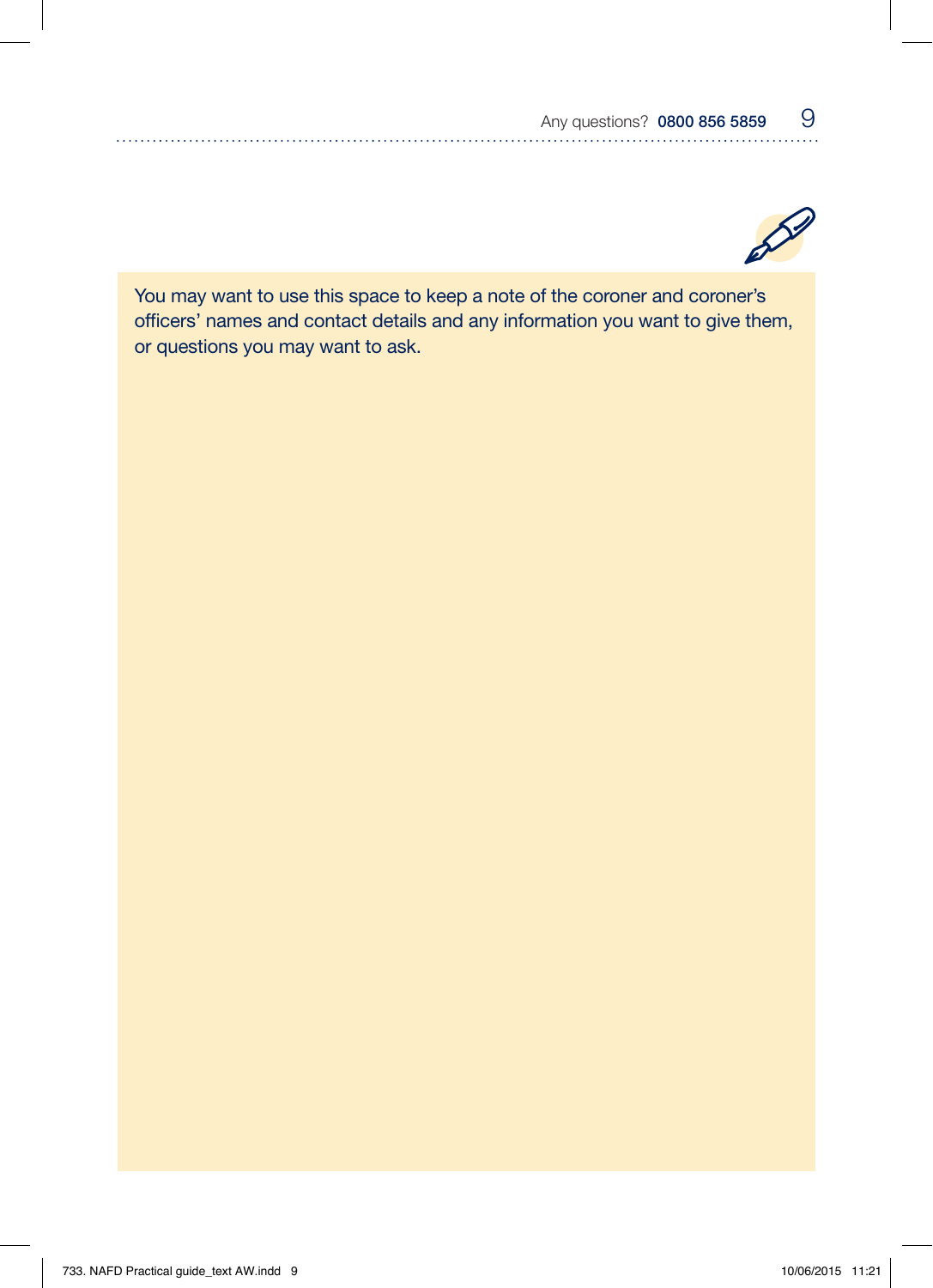You may want to use this space to keep a note of the coroner and coroner's officers' names and contact details and any information you want to give them, or questions you may want to ask.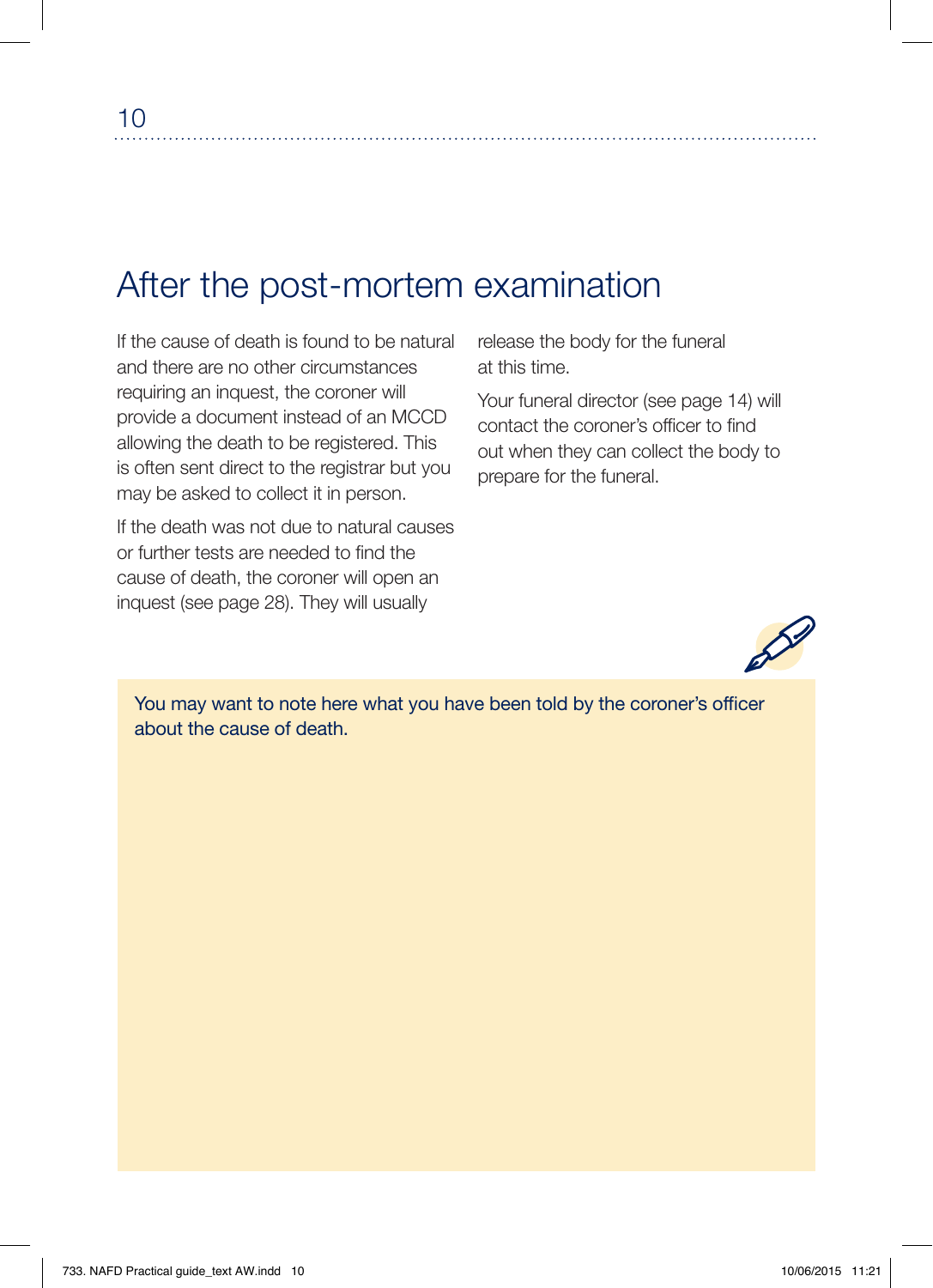# After the post-mortem examination

If the cause of death is found to be natural and there are no other circumstances requiring an inquest, the coroner will provide a document instead of an MCCD allowing the death to be registered. This is often sent direct to the registrar but you may be asked to collect it in person.

If the death was not due to natural causes or further tests are needed to find the cause of death, the coroner will open an inquest (see page 28). They will usually release the body for the funeral at this time.

Your funeral director (see page 14) will contact the coroner's officer to find out when they can collect the body to prepare for the funeral.

You may want to note here what you have been told by the coroner's officer about the cause of death.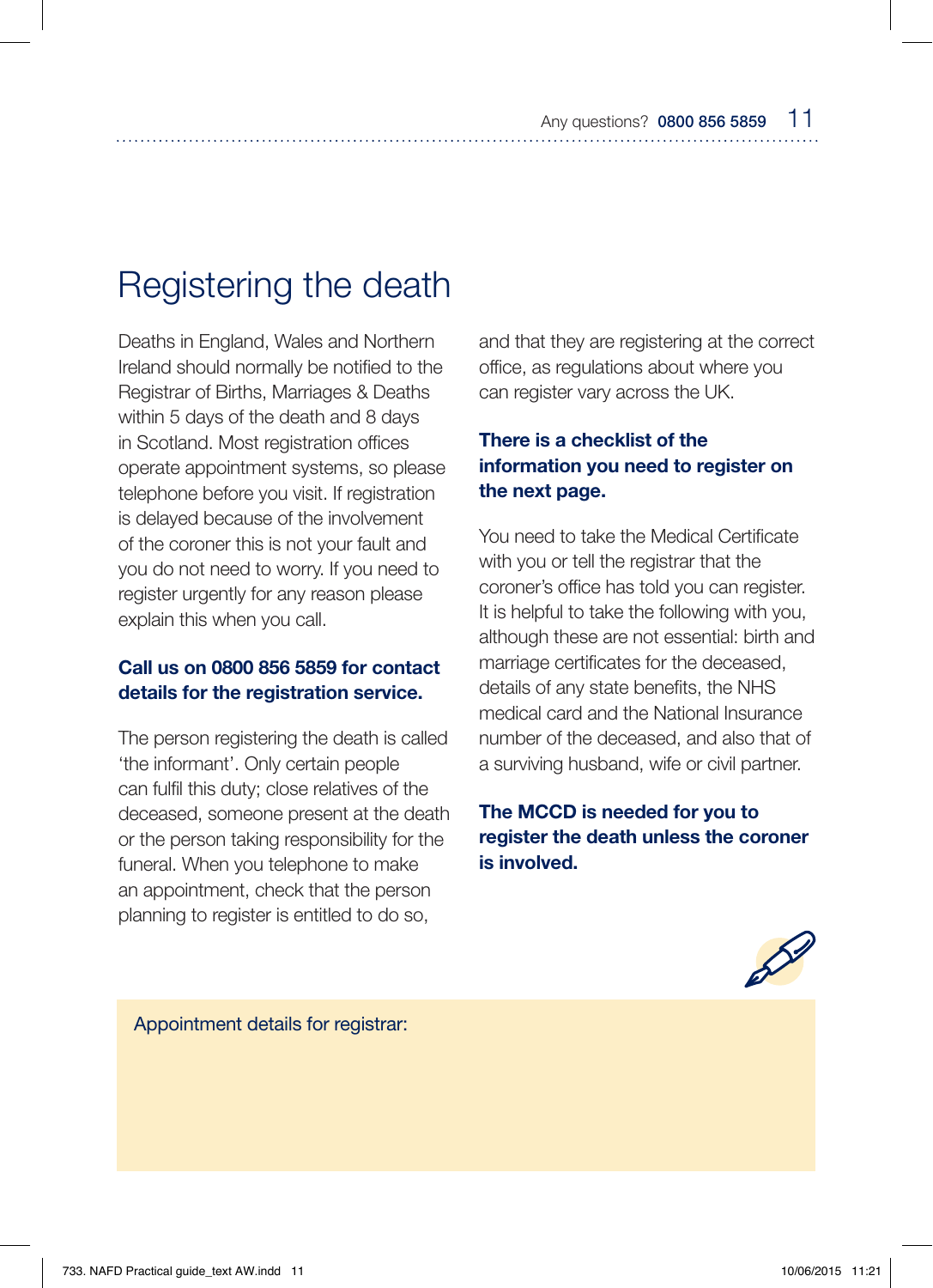# Registering the death

Deaths in England, Wales and Northern Ireland should normally be notified to the Registrar of Births, Marriages & Deaths within 5 days of the death and 8 days in Scotland. Most registration offices operate appointment systems, so please telephone before you visit. If registration is delayed because of the involvement of the coroner this is not your fault and you do not need to worry. If you need to register urgently for any reason please explain this when you call.

**Call us on 0800 856 5859 for contact details for the registration service.**

The person registering the death is called 'the informant'. Only certain people can fulfil this duty; close relatives of the deceased, someone present at the death or the person taking responsibility for the funeral. When you telephone to make an appointment, check that the person planning to register is entitled to do so, and that they are registering at the correct office, as regulations about where you can register vary across the UK.

**There is a checklist of the information you need to register on the next page.**

You need to take the Medical Certificate with you or tell the registrar that the coroner's office has told you can register. It is helpful to take the following with you, although these are not essential: birth and marriage certificates for the deceased, details of any state benefits, the NHS medical card and the National Insurance number of the deceased, and also that of a surviving husband, wife or civil partner.

**The MCCD is needed for you to register the death unless the coroner is involved.**

Appointment details for registrar: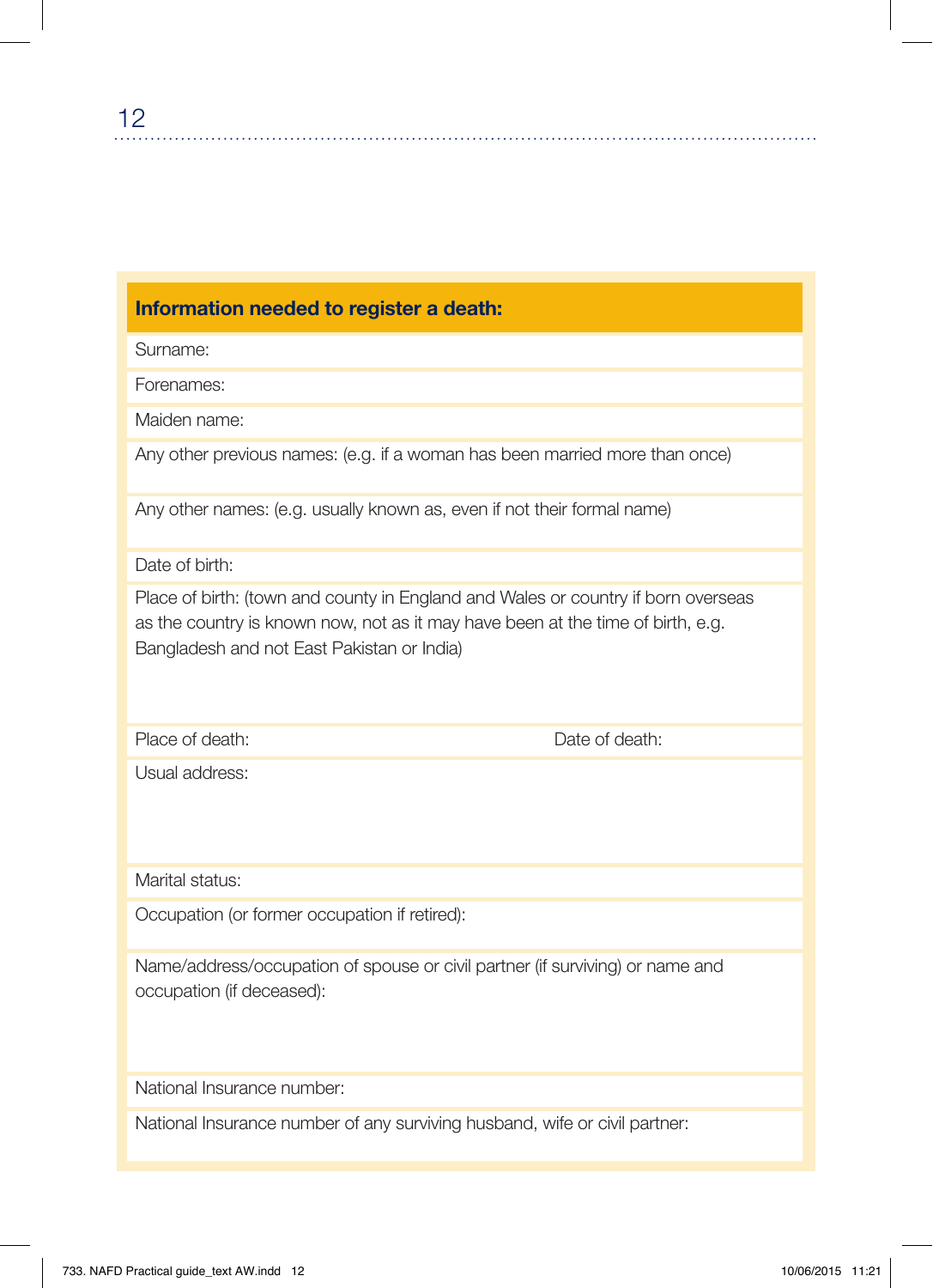## Information needed to register a death:

Surname:

Forenames:

Maiden name:

Any other previous names: (e.g. if a woman has been married more than once)

Any other names: (e.g. usually known as, even if not their formal name)

Date of birth:

Place of birth: (town and county in England and Wales or country if born overseas as the country is known now, not as it may have been at the time of birth, e.g. Bangladesh and not East Pakistan or India)

Place of death: Date of death:

Usual address:

Marital status:

Occupation (or former occupation if retired):

Name/address/occupation of spouse or civil partner (if surviving) or name and occupation (if deceased):

National Insurance number:

National Insurance number of any surviving husband, wife or civil partner: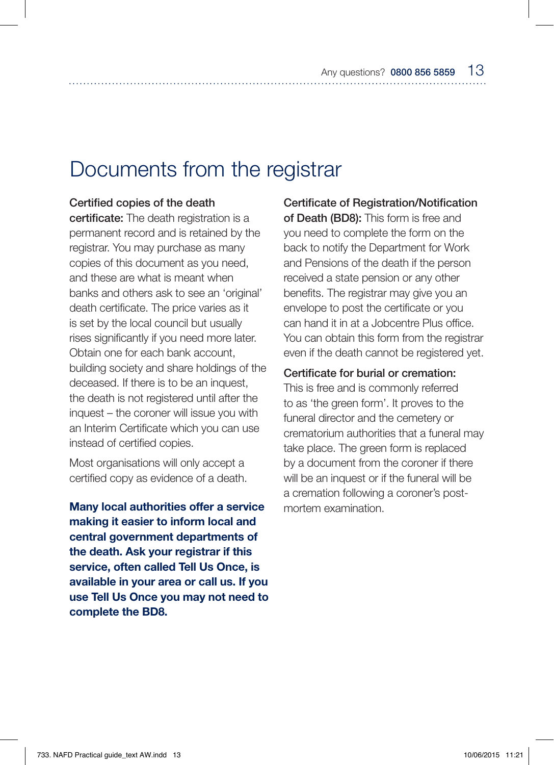# Documents from the registrar

**Certified copies of the death certificate:** The death registration is a permanent record and is retained by the registrar. You may purchase as many copies of this document as you need, and these are what is meant when banks and others ask to see an 'original' death certificate. The price varies as it is set by the local council but usually rises significantly if you need more later. Obtain one for each bank account, building society and share holdings of the deceased. If there is to be an inquest, the death is not registered until after the inquest – the coroner will issue you with an Interim Certificate which you can use instead of certified copies.

Most organisations will only accept a certified copy as evidence of a death.

**Many local authorities offer a service making it easier to inform local and central government departments of the death. Ask your registrar if this service, often called Tell Us Once, is available in your area or call us. If you use Tell Us Once you may not need to complete the BD8.**

**Certificate of Registration/Notification of Death (BD8):** This form is free and you need to complete the form on the back to notify the Department for Work and Pensions of the death if the person received a state pension or any other benefits. The registrar may give you an envelope to post the certificate or you can hand it in at a Jobcentre Plus office. You can obtain this form from the registrar even if the death cannot be registered yet.

**Certificate for burial or cremation:** This is free and is commonly referred to as 'the green form'. It proves to the funeral director and the cemetery or crematorium authorities that a funeral may take place. The green form is replaced by a document from the coroner if there will be an inquest or if the funeral will be a cremation following a coroner's post-mortem examination.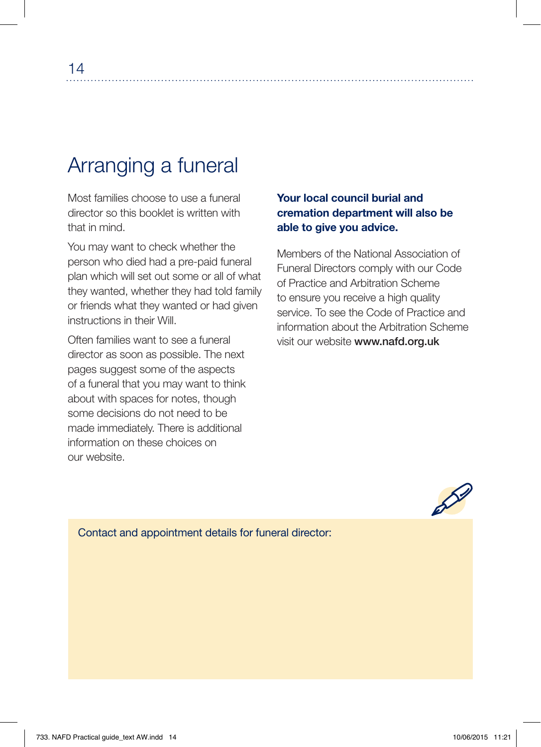# Arranging a funeral

Most families choose to use a funeral director so this booklet is written with that in mind.

You may want to check whether the person who died had a pre-paid funeral plan which will set out some or all of what they wanted, whether they had told family or friends what they wanted or had given instructions in their Will.

Often families want to see a funeral director as soon as possible. The next pages suggest some of the aspects of a funeral that you may want to think about with spaces for notes, though some decisions do not need to be made immediately. There is additional information on these choices on our website.

**Your local council burial and cremation department will also be able to give you advice.**

Members of the National Association of Funeral Directors comply with our Code of Practice and Arbitration Scheme to ensure you receive a high quality service. To see the Code of Practice and information about the Arbitration Scheme visit our website **www.nafd.org.uk**

Contact and appointment details for funeral director: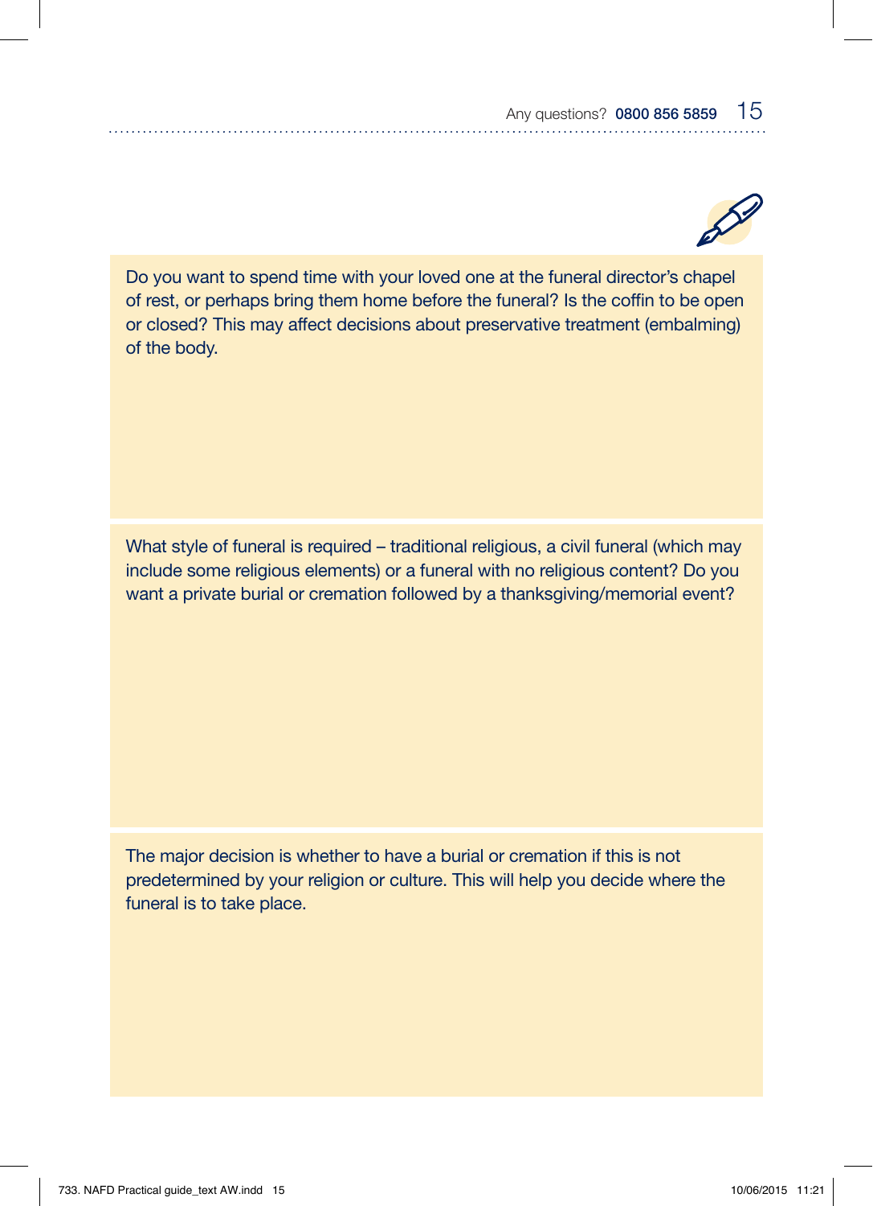Do you want to spend time with your loved one at the funeral director's chapel of rest, or perhaps bring them home before the funeral? Is the coffin to be open or closed? This may affect decisions about preservative treatment (embalming) of the body.

What style of funeral is required – traditional religious, a civil funeral (which may include some religious elements) or a funeral with no religious content? Do you want a private burial or cremation followed by a thanksgiving/memorial event?

The major decision is whether to have a burial or cremation if this is not predetermined by your religion or culture. This will help you decide where the funeral is to take place.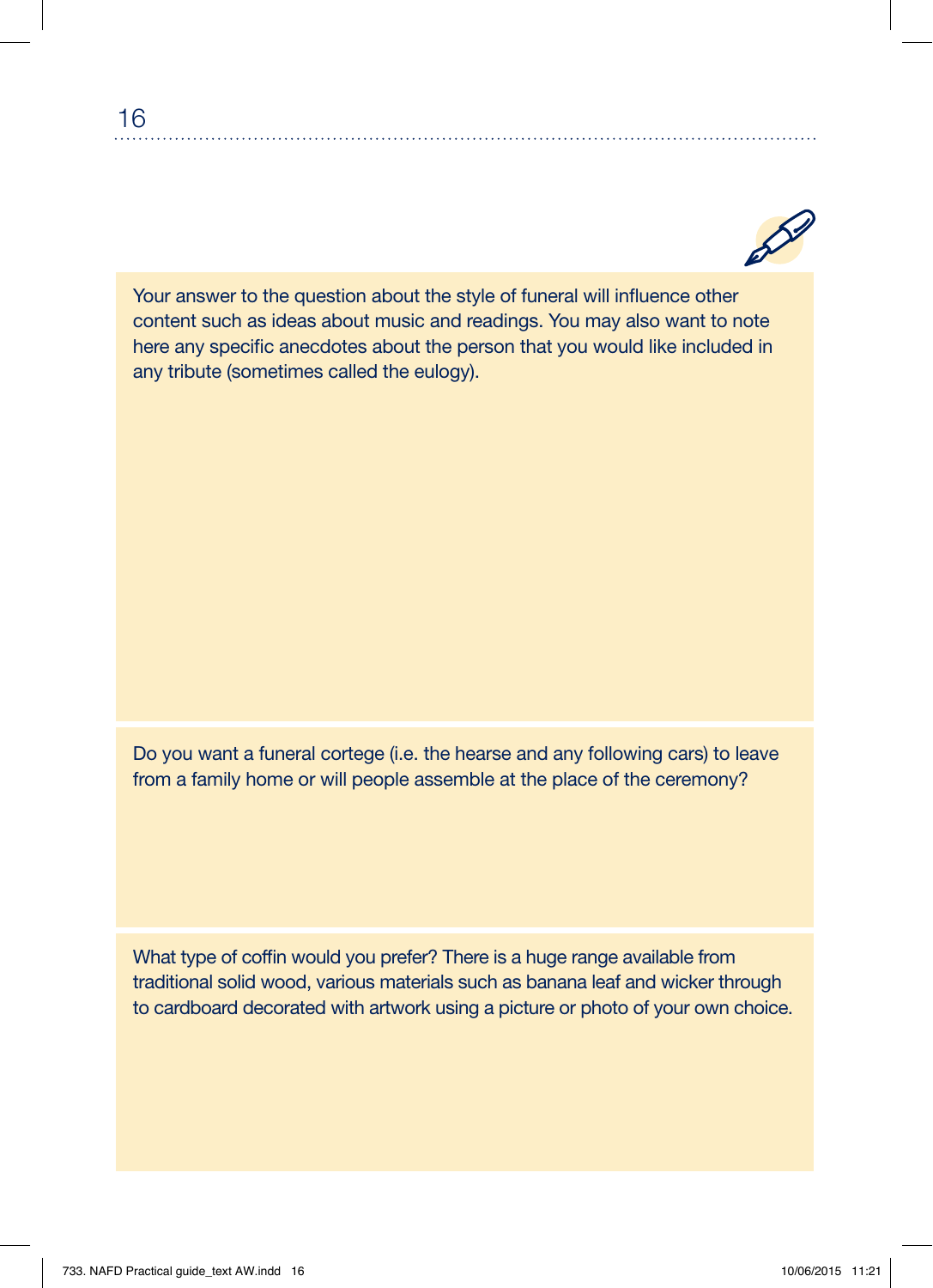Your answer to the question about the style of funeral will influence other content such as ideas about music and readings. You may also want to note here any specific anecdotes about the person that you would like included in any tribute (sometimes called the eulogy).

Do you want a funeral cortege (i.e. the hearse and any following cars) to leave from a family home or will people assemble at the place of the ceremony?

What type of coffin would you prefer? There is a huge range available from traditional solid wood, various materials such as banana leaf and wicker through to cardboard decorated with artwork using a picture or photo of your own choice.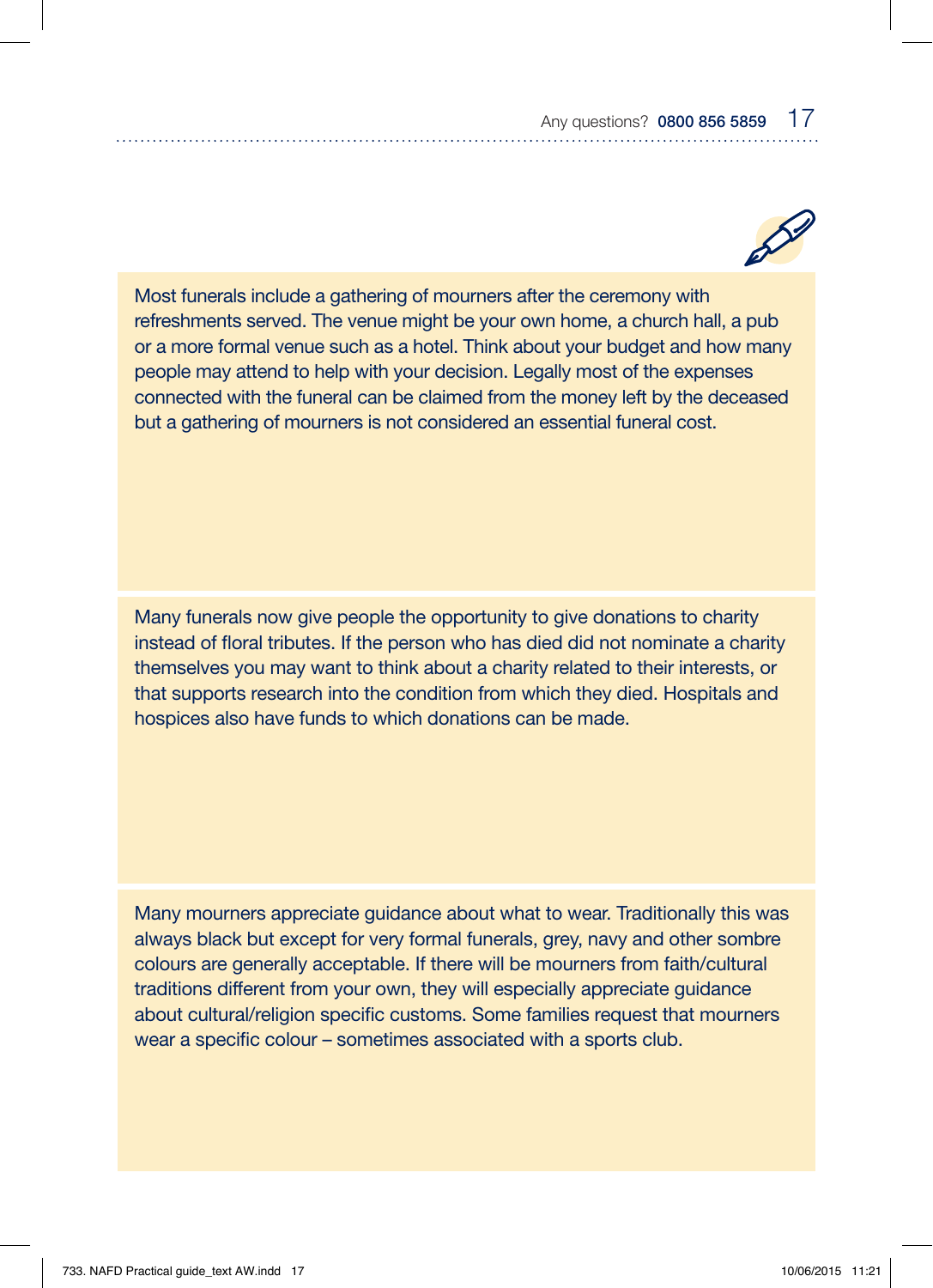Most funerals include a gathering of mourners after the ceremony with refreshments served. The venue might be your own home, a church hall, a pub or a more formal venue such as a hotel. Think about your budget and how many people may attend to help with your decision. Legally most of the expenses connected with the funeral can be claimed from the money left by the deceased but a gathering of mourners is not considered an essential funeral cost.

Many funerals now give people the opportunity to give donations to charity instead of floral tributes. If the person who has died did not nominate a charity themselves you may want to think about a charity related to their interests, or that supports research into the condition from which they died. Hospitals and hospices also have funds to which donations can be made.

Many mourners appreciate guidance about what to wear. Traditionally this was always black but except for very formal funerals, grey, navy and other sombre colours are generally acceptable. If there will be mourners from faith/cultural traditions different from your own, they will especially appreciate guidance about cultural/religion specific customs. Some families request that mourners wear a specific colour – sometimes associated with a sports club.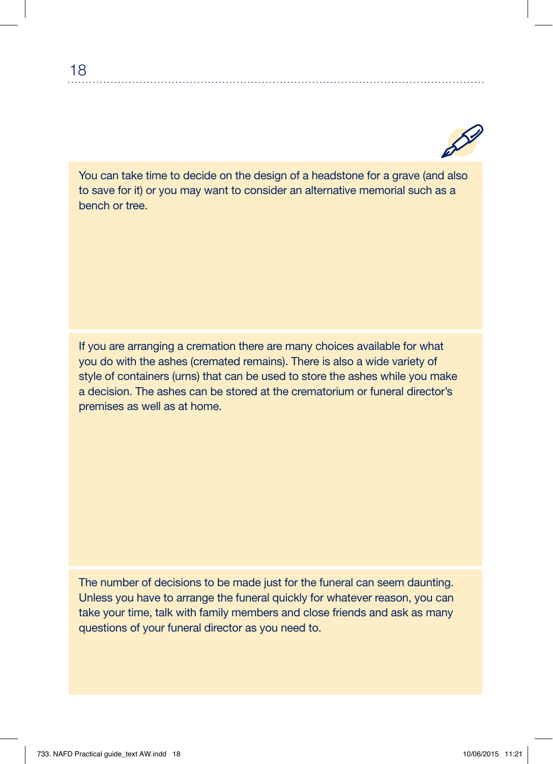You can take time to decide on the design of a headstone for a grave (and also to save for it) or you may want to consider an alternative memorial such as a bench or tree.

If you are arranging a cremation there are many choices available for what you do with the ashes (cremated remains). There is also a wide variety of style of containers (urns) that can be used to store the ashes while you make a decision. The ashes can be stored at the crematorium or funeral director's premises as well as at home.

The number of decisions to be made just for the funeral can seem daunting. Unless you have to arrange the funeral quickly for whatever reason, you can take your time, talk with family members and close friends and ask as many questions of your funeral director as you need to.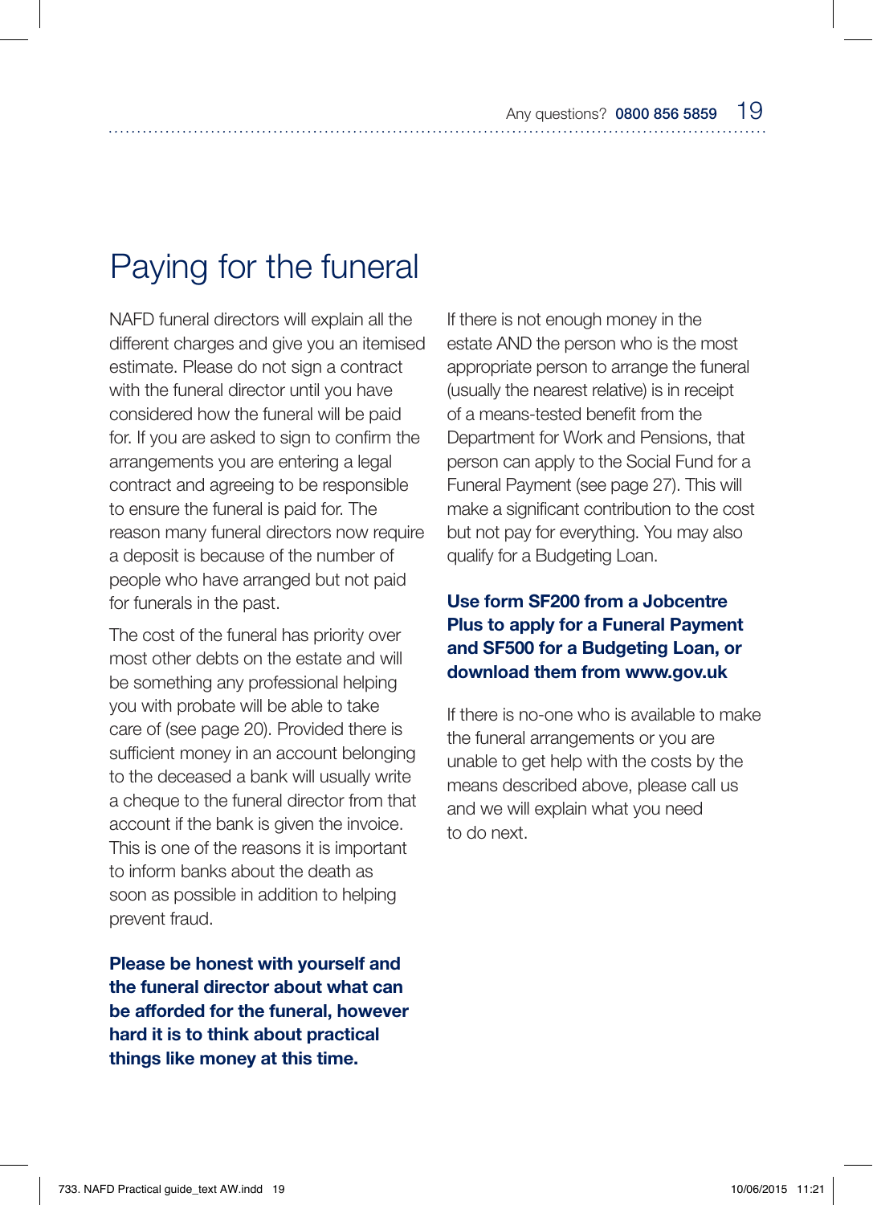# Paying for the funeral

NAFD funeral directors will explain all the different charges and give you an itemised estimate. Please do not sign a contract with the funeral director until you have considered how the funeral will be paid for. If you are asked to sign to confirm the arrangements you are entering a legal contract and agreeing to be responsible to ensure the funeral is paid for. The reason many funeral directors now require a deposit is because of the number of people who have arranged but not paid for funerals in the past.

The cost of the funeral has priority over most other debts on the estate and will be something any professional helping you with probate will be able to take care of (see page 20). Provided there is sufficient money in an account belonging to the deceased a bank will usually write a cheque to the funeral director from that account if the bank is given the invoice. This is one of the reasons it is important to inform banks about the death as soon as possible in addition to helping prevent fraud.

**Please be honest with yourself and the funeral director about what can be afforded for the funeral, however hard it is to think about practical things like money at this time.**

If there is not enough money in the estate AND the person who is the most appropriate person to arrange the funeral (usually the nearest relative) is in receipt of a means-tested benefit from the Department for Work and Pensions, that person can apply to the Social Fund for a Funeral Payment (see page 27). This will make a significant contribution to the cost but not pay for everything. You may also qualify for a Budgeting Loan.

**Use form SF200 from a Jobcentre Plus to apply for a Funeral Payment and SF500 for a Budgeting Loan, or download them from www.gov.uk**

If there is no-one who is available to make the funeral arrangements or you are unable to get help with the costs by the means described above, please call us and we will explain what you need to do next.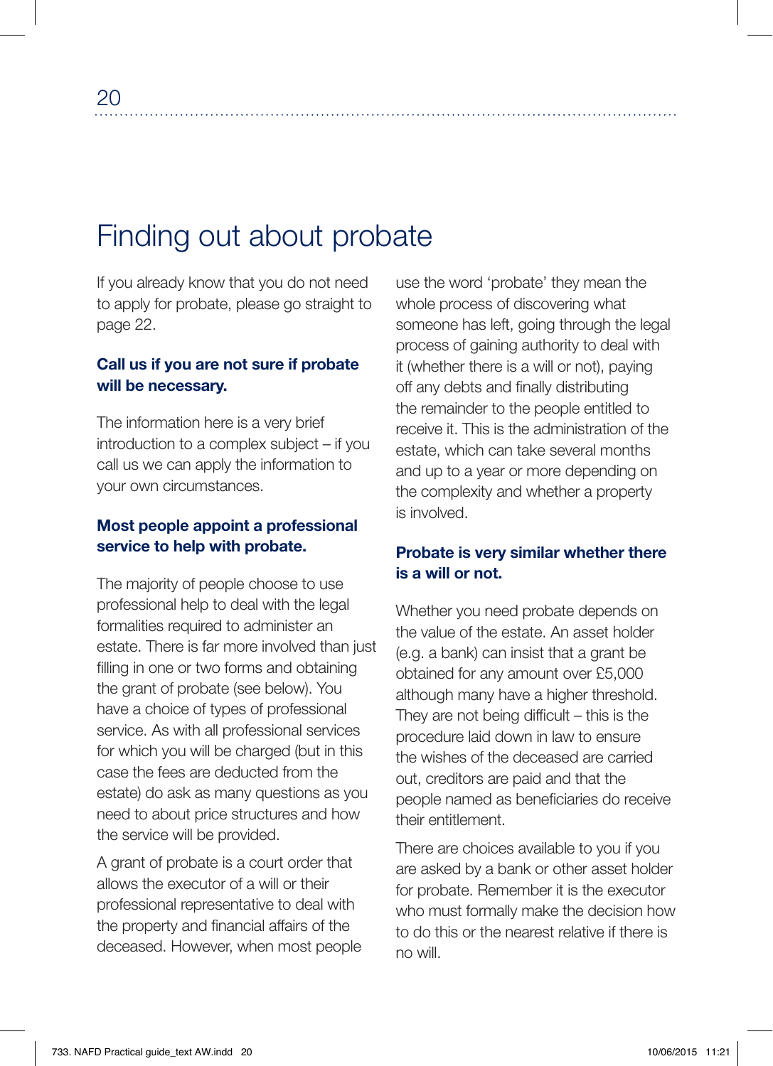# Finding out about probate

If you already know that you do not need to apply for probate, please go straight to page 22.

**Call us if you are not sure if probate will be necessary.**

The information here is a very brief introduction to a complex subject – if you call us we can apply the information to your own circumstances.

**Most people appoint a professional service to help with probate.**

The majority of people choose to use professional help to deal with the legal formalities required to administer an estate. There is far more involved than just filling in one or two forms and obtaining the grant of probate (see below). You have a choice of types of professional service. As with all professional services for which you will be charged (but in this case the fees are deducted from the estate) do ask as many questions as you need to about price structures and how the service will be provided.

A grant of probate is a court order that allows the executor of a will or their professional representative to deal with the property and financial affairs of the deceased. However, when most people use the word 'probate' they mean the whole process of discovering what someone has left, going through the legal process of gaining authority to deal with it (whether there is a will or not), paying off any debts and finally distributing the remainder to the people entitled to receive it. This is the administration of the estate, which can take several months and up to a year or more depending on the complexity and whether a property is involved.

**Probate is very similar whether there is a will or not.**

Whether you need probate depends on the value of the estate. An asset holder (e.g. a bank) can insist that a grant be obtained for any amount over £5,000 although many have a higher threshold. They are not being difficult – this is the procedure laid down in law to ensure the wishes of the deceased are carried out, creditors are paid and that the people named as beneficiaries do receive their entitlement.

There are choices available to you if you are asked by a bank or other asset holder for probate. Remember it is the executor who must formally make the decision how to do this or the nearest relative if there is no will.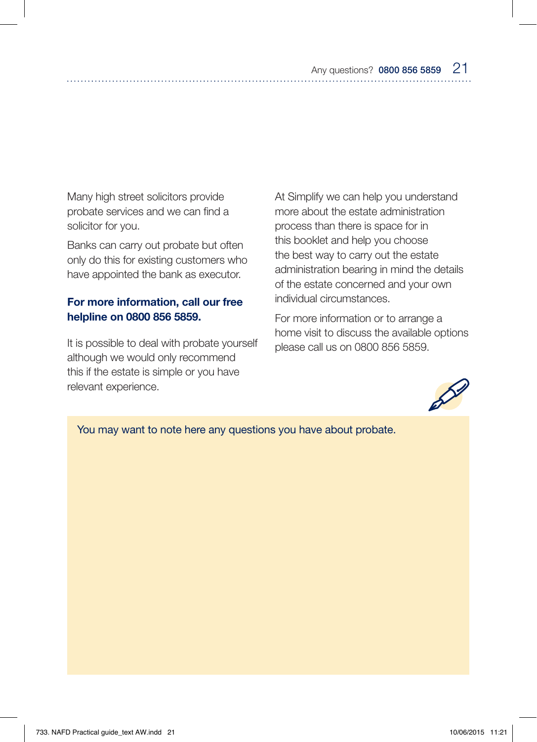Many high street solicitors provide probate services and we can find a solicitor for you.

Banks can carry out probate but often only do this for existing customers who have appointed the bank as executor.

**For more information, call our free helpline on 0800 856 5859.**

It is possible to deal with probate yourself although we would only recommend this if the estate is simple or you have relevant experience.

At Simplify we can help you understand more about the estate administration process than there is space for in this booklet and help you choose the best way to carry out the estate administration bearing in mind the details of the estate concerned and your own individual circumstances.

For more information or to arrange a home visit to discuss the available options please call us on 0800 856 5859.

You may want to note here any questions you have about probate.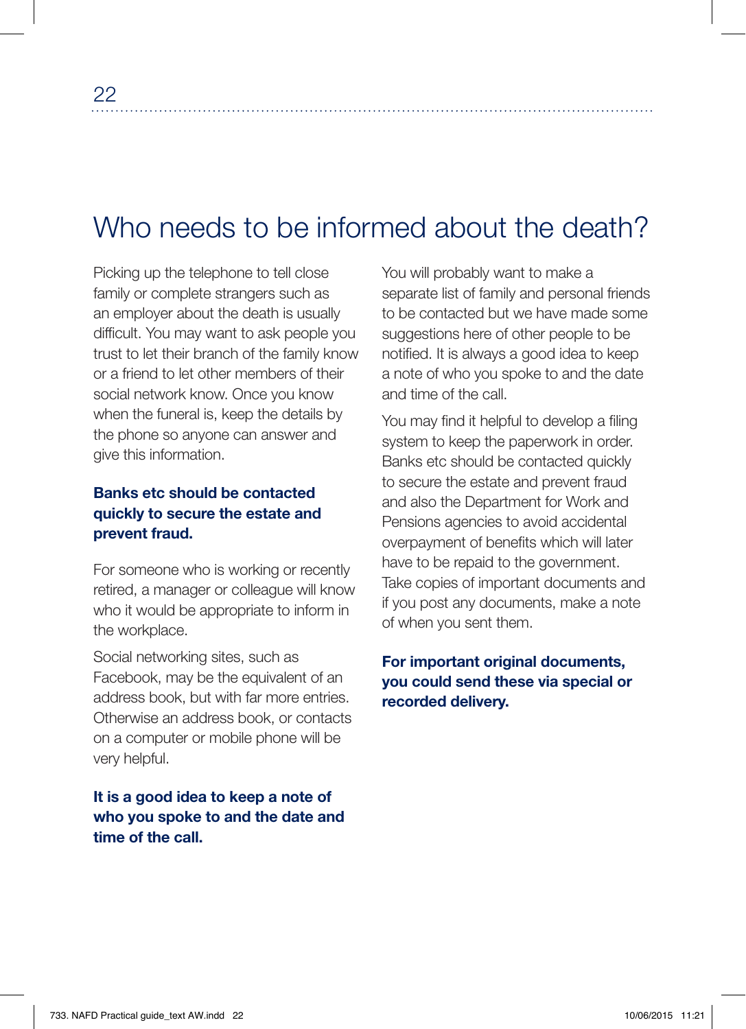# Who needs to be informed about the death?

Picking up the telephone to tell close family or complete strangers such as an employer about the death is usually difficult. You may want to ask people you trust to let their branch of the family know or a friend to let other members of their social network know. Once you know when the funeral is, keep the details by the phone so anyone can answer and give this information.

**Banks etc should be contacted quickly to secure the estate and prevent fraud.**

For someone who is working or recently retired, a manager or colleague will know who it would be appropriate to inform in the workplace.

Social networking sites, such as Facebook, may be the equivalent of an address book, but with far more entries. Otherwise an address book, or contacts on a computer or mobile phone will be very helpful.

**It is a good idea to keep a note of who you spoke to and the date and time of the call.**

You will probably want to make a separate list of family and personal friends to be contacted but we have made some suggestions here of other people to be notified. It is always a good idea to keep a note of who you spoke to and the date and time of the call.

You may find it helpful to develop a filing system to keep the paperwork in order. Banks etc should be contacted quickly to secure the estate and prevent fraud and also the Department for Work and Pensions agencies to avoid accidental overpayment of benefits which will later have to be repaid to the government. Take copies of important documents and if you post any documents, make a note of when you sent them.

**For important original documents, you could send these via special or recorded delivery.**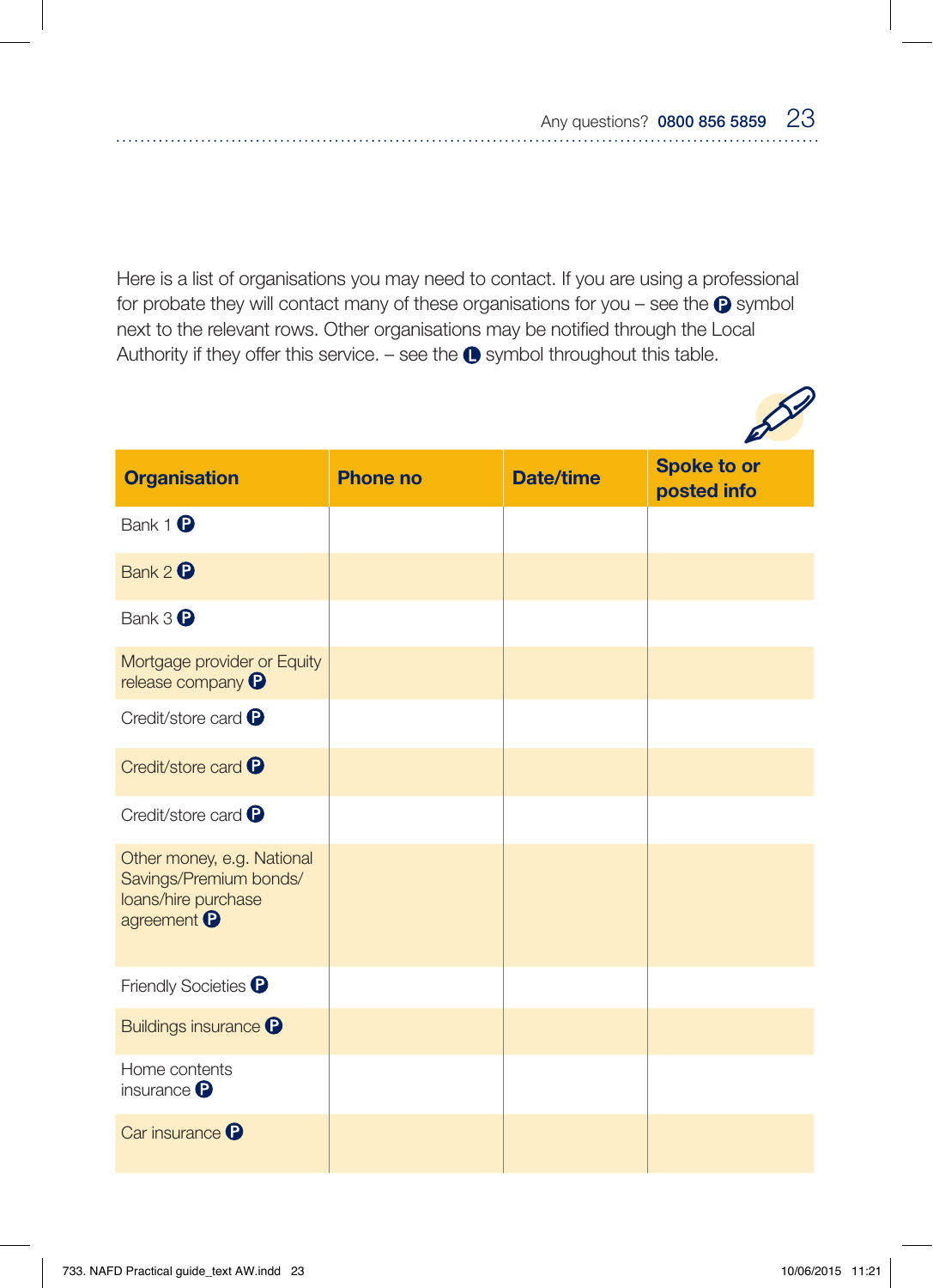Here is a list of organisations you may need to contact. If you are using a professional for probate they will contact many of these organisations for you – see the P symbol next to the relevant rows. Other organisations may be notified through the Local Authority if they offer this service. – see the L symbol throughout this table.

| Organisation | Phone no | Date/time | Spoke to or posted info |
|---|---|---|---|
| Bank 1 P | | | |
| Bank 2 P | | | |
| Bank 3 P | | | |
| Mortgage provider or Equity release company P | | | |
| Credit/store card P | | | |
| Credit/store card P | | | |
| Credit/store card P | | | |
| Other money, e.g. National Savings/Premium bonds/ loans/hire purchase agreement P | | | |
| Friendly Societies P | | | |
| Buildings insurance P | | | |
| Home contents insurance P | | | |
| Car insurance P | | | |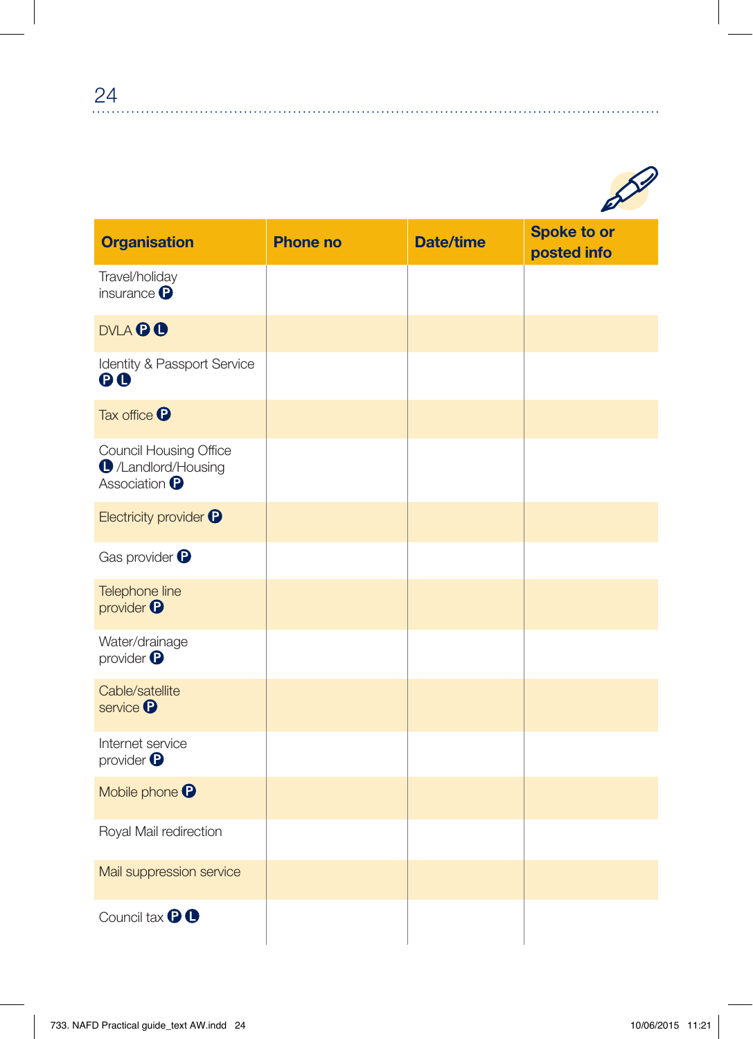| Organisation | Phone no | Date/time | Spoke to or posted info |
|---|---|---|---|
| Travel/holiday insurance P | | | |
| DVLA P L | | | |
| Identity & Passport Service P L | | | |
| Tax office P | | | |
| Council Housing Office L /Landlord/Housing Association P | | | |
| Electricity provider P | | | |
| Gas provider P | | | |
| Telephone line provider P | | | |
| Water/drainage provider P | | | |
| Cable/satellite service P | | | |
| Internet service provider P | | | |
| Mobile phone P | | | |
| Royal Mail redirection | | | |
| Mail suppression service | | | |
| Council tax P L | | | |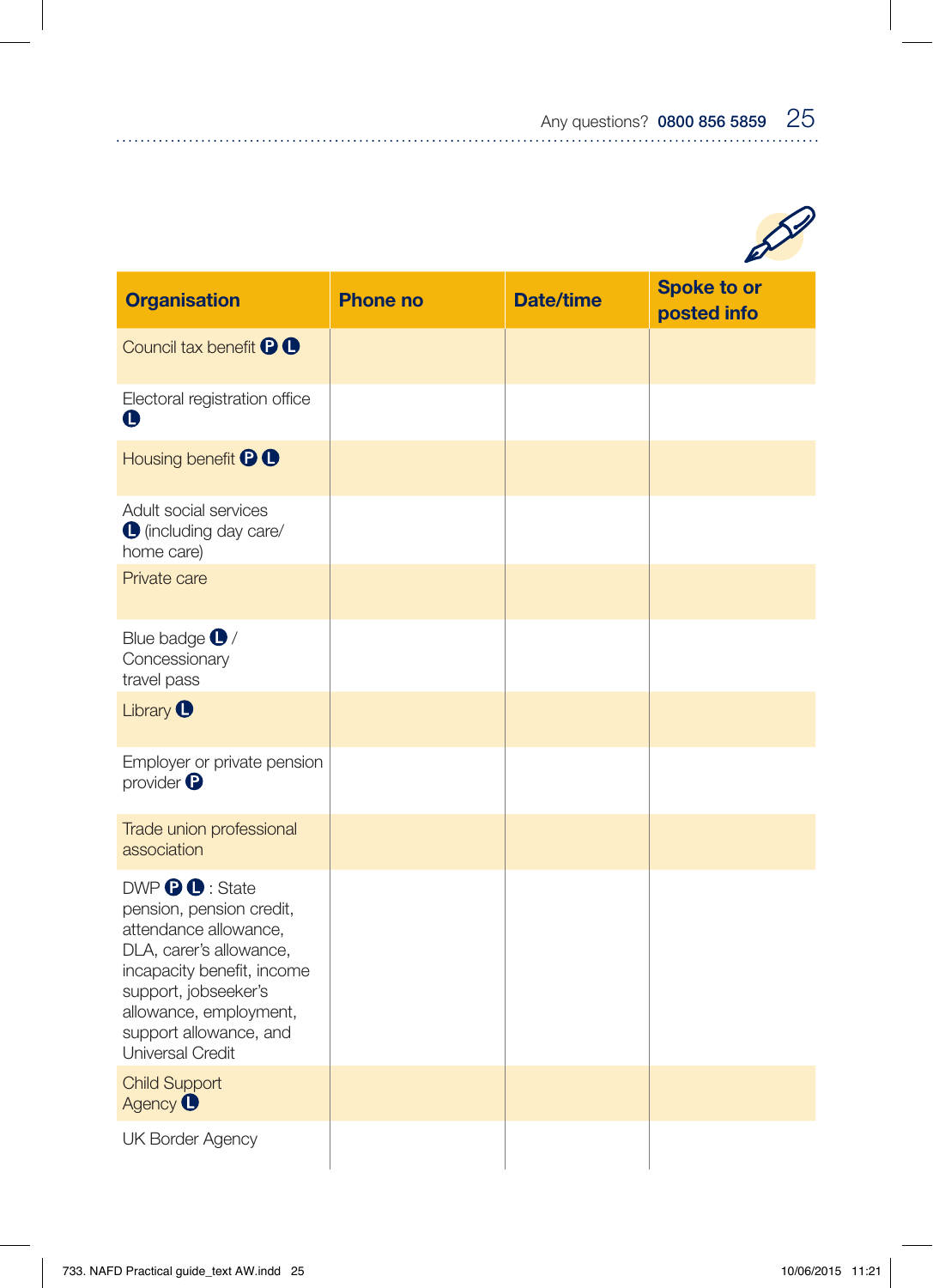| Organisation | Phone no | Date/time | Spoke to or posted info |
|---|---|---|---|
| Council tax benefit P L | | | |
| Electoral registration office L | | | |
| Housing benefit P L | | | |
| Adult social services L (including day care/ home care) | | | |
| Private care | | | |
| Blue badge L / Concessionary travel pass | | | |
| Library L | | | |
| Employer or private pension provider P | | | |
| Trade union professional association | | | |
| DWP P L : State pension, pension credit, attendance allowance, DLA, carer's allowance, incapacity benefit, income support, jobseeker's allowance, employment, support allowance, and Universal Credit | | | |
| Child Support Agency L | | | |
| UK Border Agency | | | |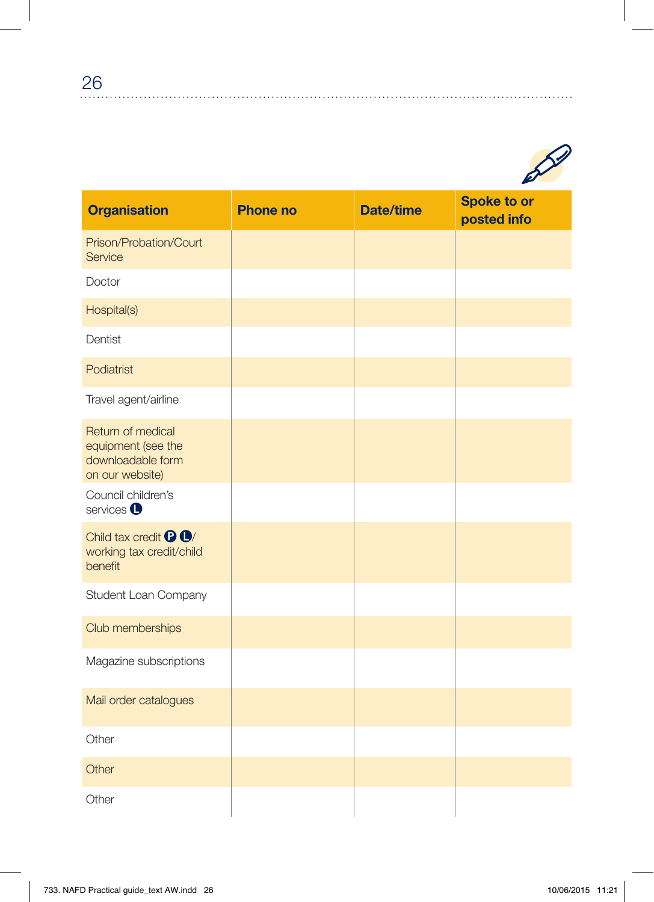| Organisation | Phone no | Date/time | Spoke to or posted info |
|---|---|---|---|
| Prison/Probation/Court Service | | | |
| Doctor | | | |
| Hospital(s) | | | |
| Dentist | | | |
| Podiatrist | | | |
| Travel agent/airline | | | |
| Return of medical equipment (see the downloadable form on our website) | | | |
| Council children's services (L) | | | |
| Child tax credit (P) (L)/ working tax credit/child benefit | | | |
| Student Loan Company | | | |
| Club memberships | | | |
| Magazine subscriptions | | | |
| Mail order catalogues | | | |
| Other | | | |
| Other | | | |
| Other | | | |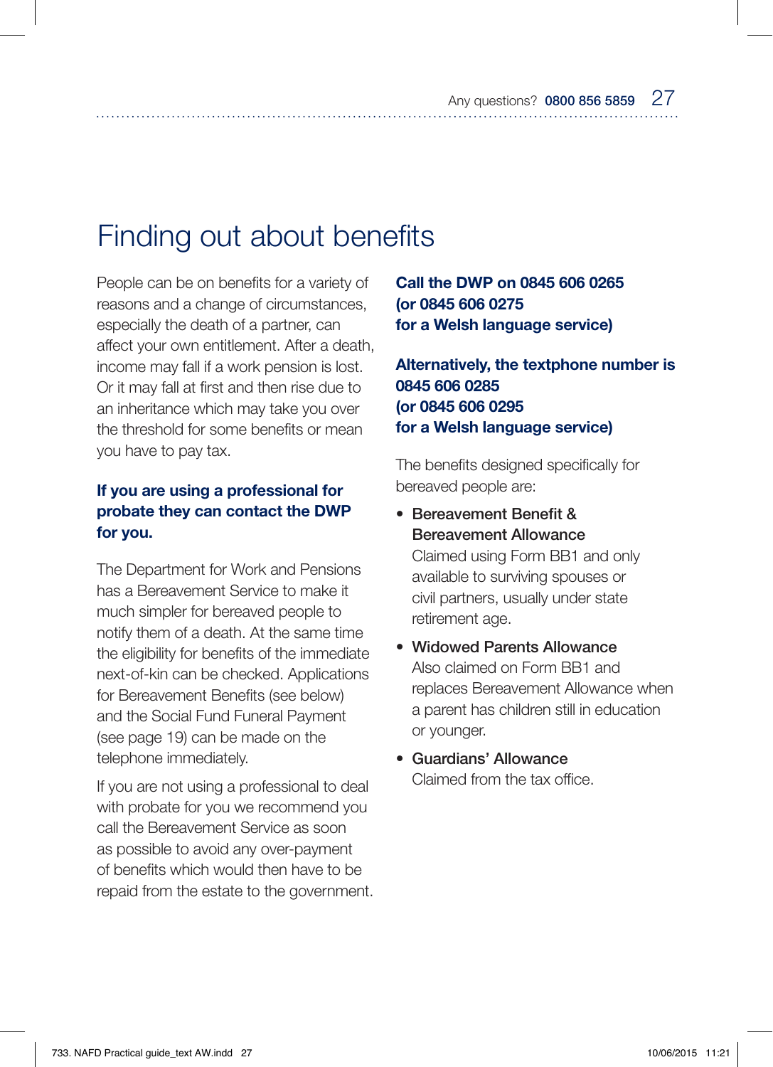# Finding out about benefits

People can be on benefits for a variety of reasons and a change of circumstances, especially the death of a partner, can affect your own entitlement. After a death, income may fall if a work pension is lost. Or it may fall at first and then rise due to an inheritance which may take you over the threshold for some benefits or mean you have to pay tax.

**If you are using a professional for probate they can contact the DWP for you.**

The Department for Work and Pensions has a Bereavement Service to make it much simpler for bereaved people to notify them of a death. At the same time the eligibility for benefits of the immediate next-of-kin can be checked. Applications for Bereavement Benefits (see below) and the Social Fund Funeral Payment (see page 19) can be made on the telephone immediately.

If you are not using a professional to deal with probate for you we recommend you call the Bereavement Service as soon as possible to avoid any over-payment of benefits which would then have to be repaid from the estate to the government.

**Call the DWP on 0845 606 0265 (or 0845 606 0275 for a Welsh language service)**

**Alternatively, the textphone number is 0845 606 0285 (or 0845 606 0295 for a Welsh language service)**

The benefits designed specifically for bereaved people are:

- Bereavement Benefit & Bereavement Allowance
  Claimed using Form BB1 and only available to surviving spouses or civil partners, usually under state retirement age.
- Widowed Parents Allowance
  Also claimed on Form BB1 and replaces Bereavement Allowance when a parent has children still in education or younger.
- Guardians' Allowance
  Claimed from the tax office.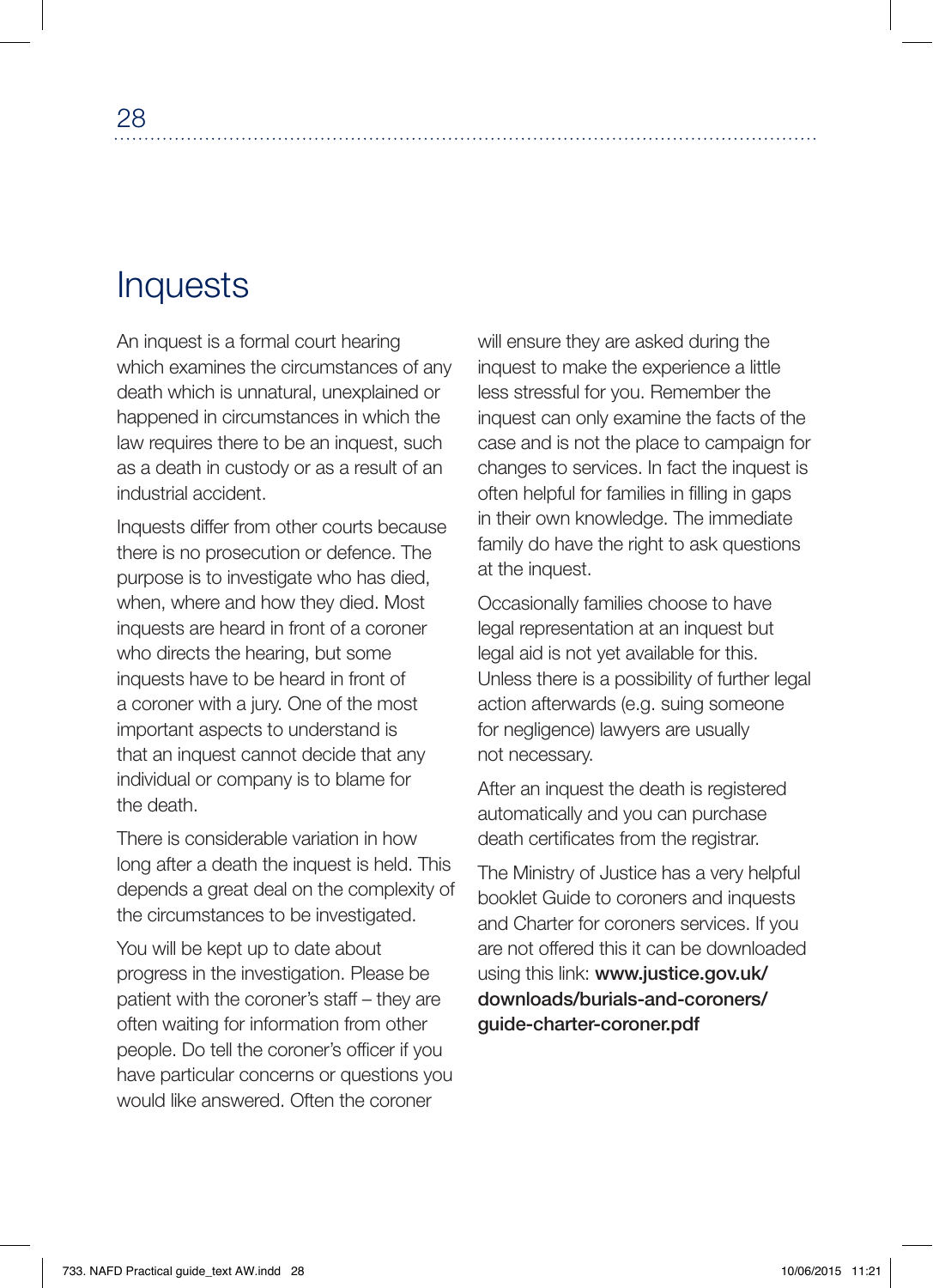# Inquests

An inquest is a formal court hearing which examines the circumstances of any death which is unnatural, unexplained or happened in circumstances in which the law requires there to be an inquest, such as a death in custody or as a result of an industrial accident.

Inquests differ from other courts because there is no prosecution or defence. The purpose is to investigate who has died, when, where and how they died. Most inquests are heard in front of a coroner who directs the hearing, but some inquests have to be heard in front of a coroner with a jury. One of the most important aspects to understand is that an inquest cannot decide that any individual or company is to blame for the death.

There is considerable variation in how long after a death the inquest is held. This depends a great deal on the complexity of the circumstances to be investigated.

You will be kept up to date about progress in the investigation. Please be patient with the coroner's staff – they are often waiting for information from other people. Do tell the coroner's officer if you have particular concerns or questions you would like answered. Often the coroner will ensure they are asked during the inquest to make the experience a little less stressful for you. Remember the inquest can only examine the facts of the case and is not the place to campaign for changes to services. In fact the inquest is often helpful for families in filling in gaps in their own knowledge. The immediate family do have the right to ask questions at the inquest.

Occasionally families choose to have legal representation at an inquest but legal aid is not yet available for this. Unless there is a possibility of further legal action afterwards (e.g. suing someone for negligence) lawyers are usually not necessary.

After an inquest the death is registered automatically and you can purchase death certificates from the registrar.

The Ministry of Justice has a very helpful booklet Guide to coroners and inquests and Charter for coroners services. If you are not offered this it can be downloaded using this link: **www.justice.gov.uk/downloads/burials-and-coroners/guide-charter-coroner.pdf**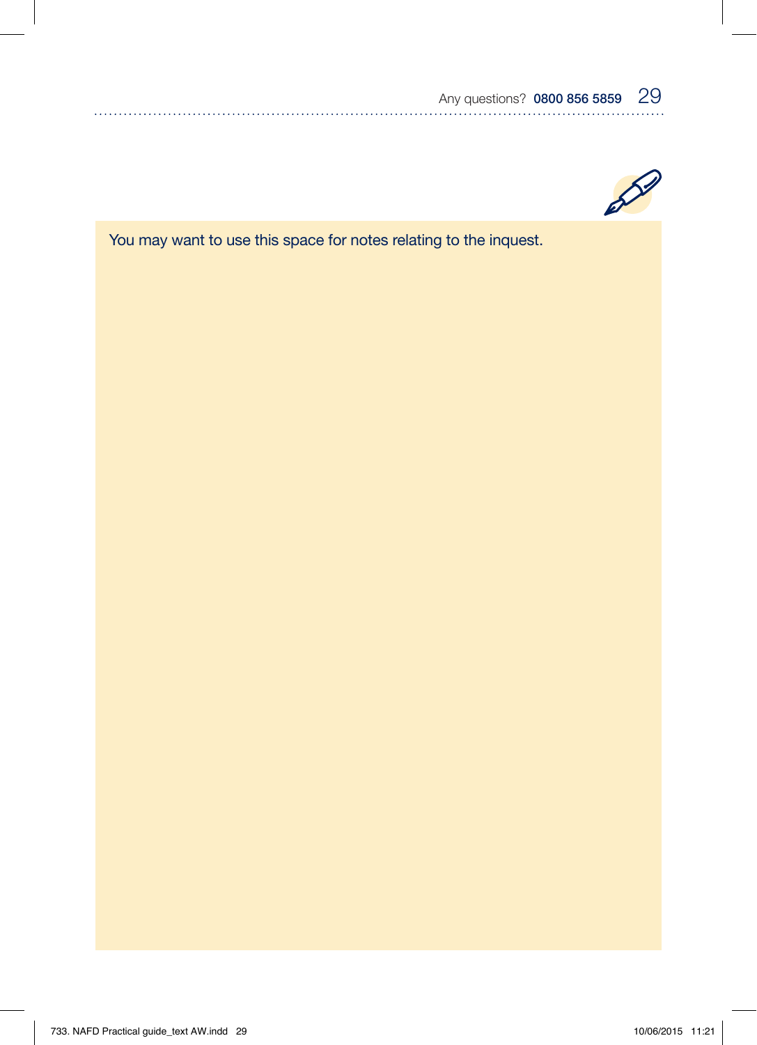You may want to use this space for notes relating to the inquest.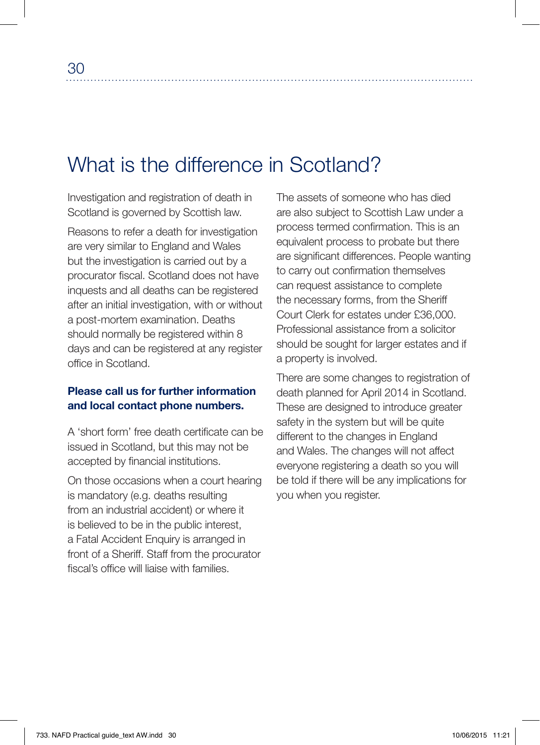# What is the difference in Scotland?

Investigation and registration of death in Scotland is governed by Scottish law.

Reasons to refer a death for investigation are very similar to England and Wales but the investigation is carried out by a procurator fiscal. Scotland does not have inquests and all deaths can be registered after an initial investigation, with or without a post-mortem examination. Deaths should normally be registered within 8 days and can be registered at any register office in Scotland.

**Please call us for further information and local contact phone numbers.**

A 'short form' free death certificate can be issued in Scotland, but this may not be accepted by financial institutions.

On those occasions when a court hearing is mandatory (e.g. deaths resulting from an industrial accident) or where it is believed to be in the public interest, a Fatal Accident Enquiry is arranged in front of a Sheriff. Staff from the procurator fiscal's office will liaise with families.

The assets of someone who has died are also subject to Scottish Law under a process termed confirmation. This is an equivalent process to probate but there are significant differences. People wanting to carry out confirmation themselves can request assistance to complete the necessary forms, from the Sheriff Court Clerk for estates under £36,000. Professional assistance from a solicitor should be sought for larger estates and if a property is involved.

There are some changes to registration of death planned for April 2014 in Scotland. These are designed to introduce greater safety in the system but will be quite different to the changes in England and Wales. The changes will not affect everyone registering a death so you will be told if there will be any implications for you when you register.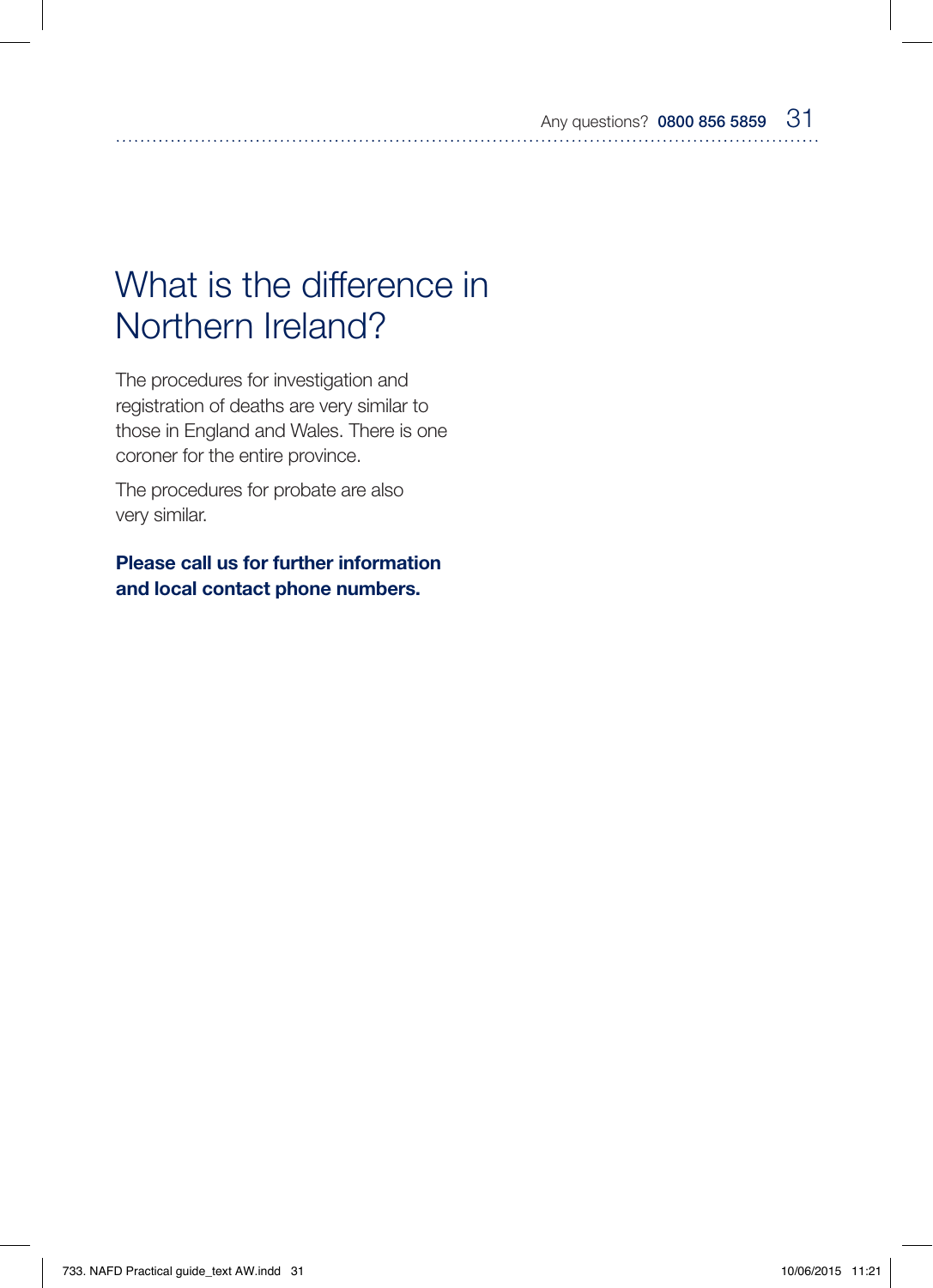# What is the difference in Northern Ireland?

The procedures for investigation and registration of deaths are very similar to those in England and Wales. There is one coroner for the entire province.

The procedures for probate are also very similar.

**Please call us for further information and local contact phone numbers.**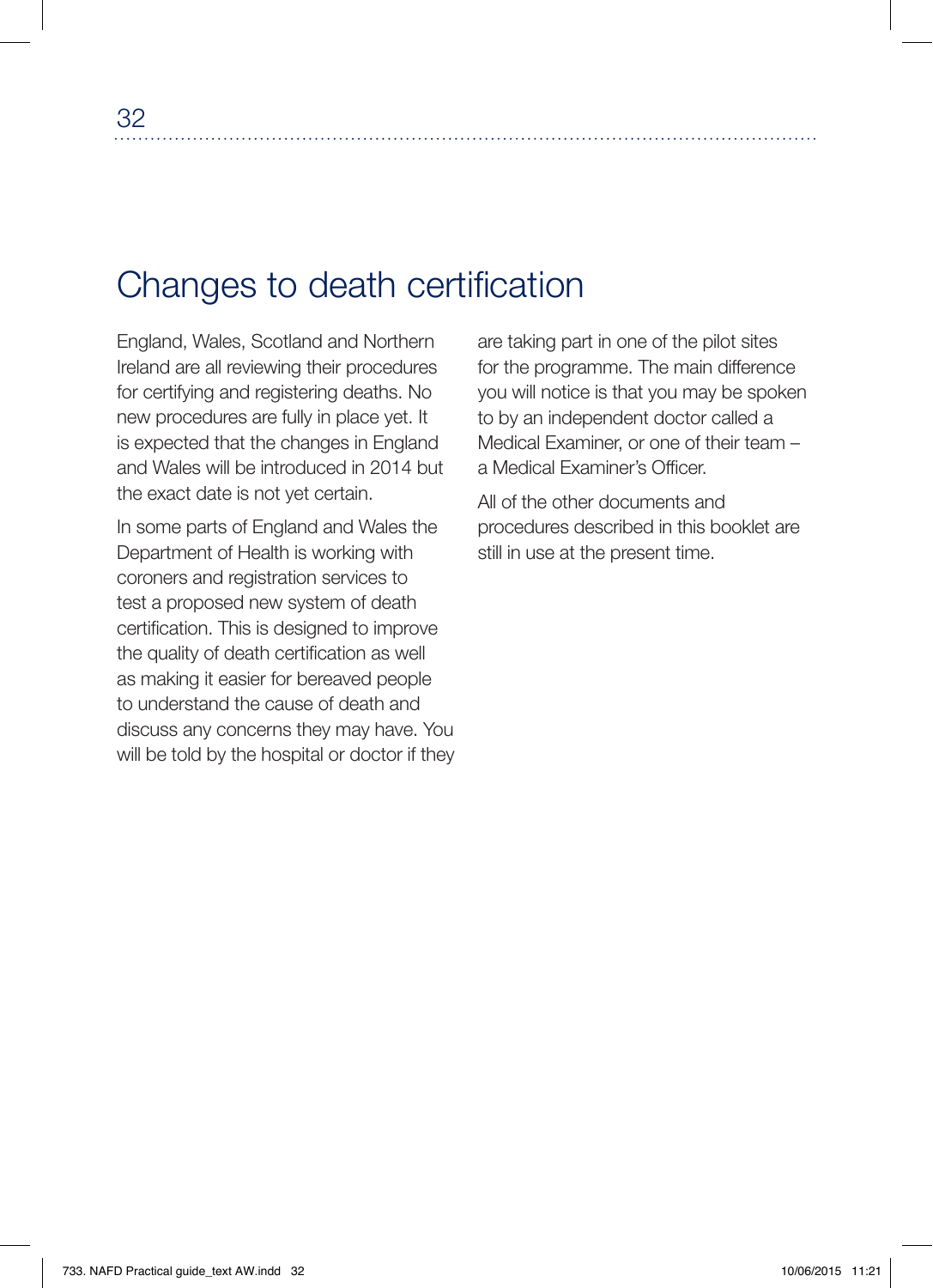# Changes to death certification

England, Wales, Scotland and Northern Ireland are all reviewing their procedures for certifying and registering deaths. No new procedures are fully in place yet. It is expected that the changes in England and Wales will be introduced in 2014 but the exact date is not yet certain.

In some parts of England and Wales the Department of Health is working with coroners and registration services to test a proposed new system of death certification. This is designed to improve the quality of death certification as well as making it easier for bereaved people to understand the cause of death and discuss any concerns they may have. You will be told by the hospital or doctor if they are taking part in one of the pilot sites for the programme. The main difference you will notice is that you may be spoken to by an independent doctor called a Medical Examiner, or one of their team – a Medical Examiner's Officer.

All of the other documents and procedures described in this booklet are still in use at the present time.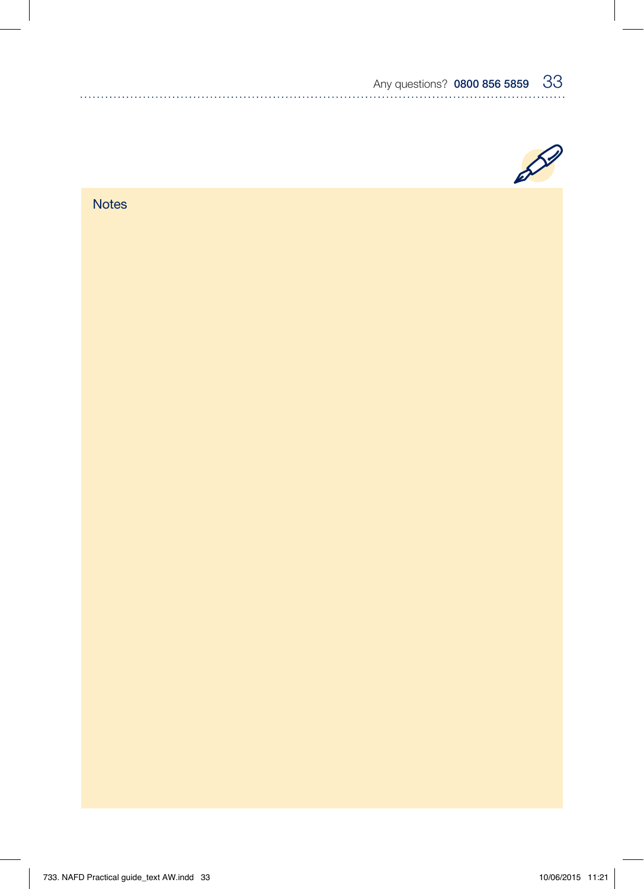## Notes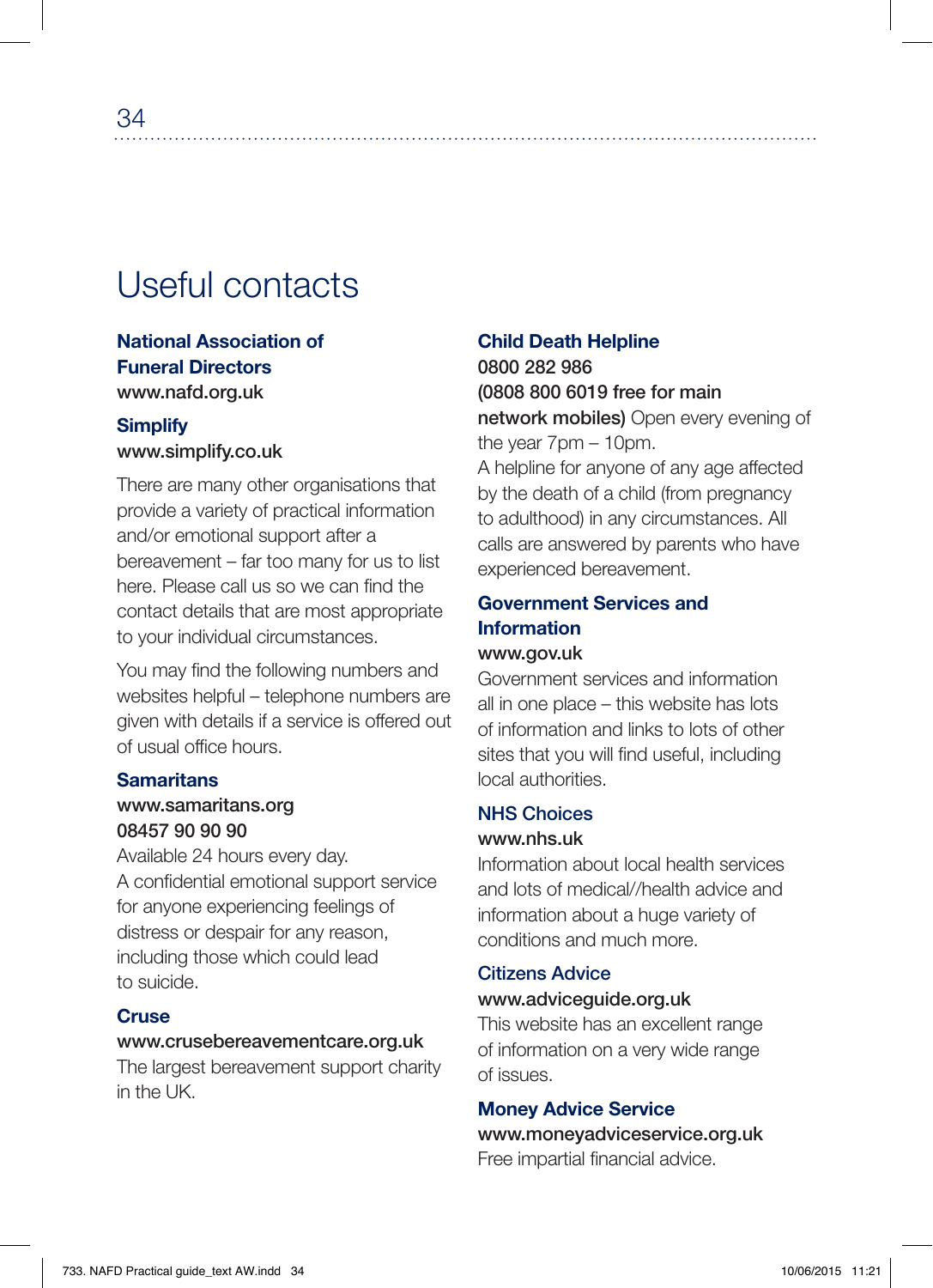# Useful contacts

**National Association of Funeral Directors**
**www.nafd.org.uk**

**Simplify**
**www.simplify.co.uk**

There are many other organisations that provide a variety of practical information and/or emotional support after a bereavement – far too many for us to list here. Please call us so we can find the contact details that are most appropriate to your individual circumstances.

You may find the following numbers and websites helpful – telephone numbers are given with details if a service is offered out of usual office hours.

**Samaritans**
**www.samaritans.org**
**08457 90 90 90**
Available 24 hours every day.
A confidential emotional support service for anyone experiencing feelings of distress or despair for any reason, including those which could lead to suicide.

**Cruse**
**www.crusebereavementcare.org.uk**
The largest bereavement support charity in the UK.

**Child Death Helpline**
**0800 282 986**
**(0808 800 6019 free for main network mobiles)** Open every evening of the year 7pm – 10pm.
A helpline for anyone of any age affected by the death of a child (from pregnancy to adulthood) in any circumstances. All calls are answered by parents who have experienced bereavement.

**Government Services and Information**
**www.gov.uk**
Government services and information all in one place – this website has lots of information and links to lots of other sites that you will find useful, including local authorities.

**NHS Choices**
**www.nhs.uk**
Information about local health services and lots of medical//health advice and information about a huge variety of conditions and much more.

**Citizens Advice**
**www.adviceguide.org.uk**
This website has an excellent range of information on a very wide range of issues.

**Money Advice Service**
**www.moneyadviceservice.org.uk**
Free impartial financial advice.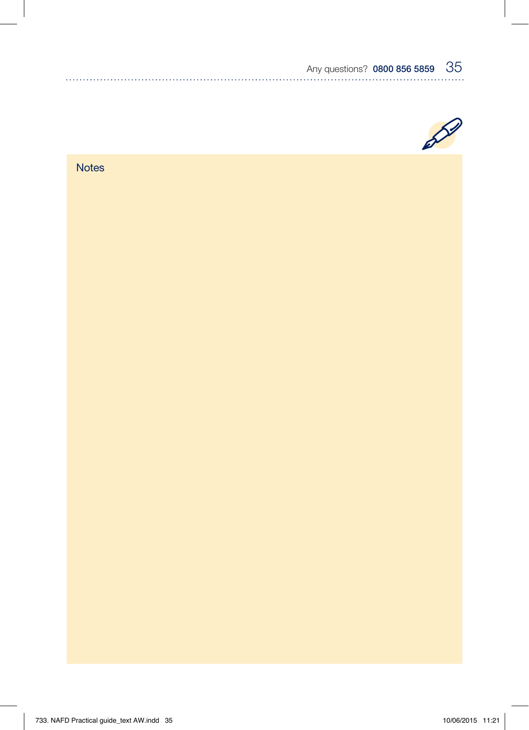## Notes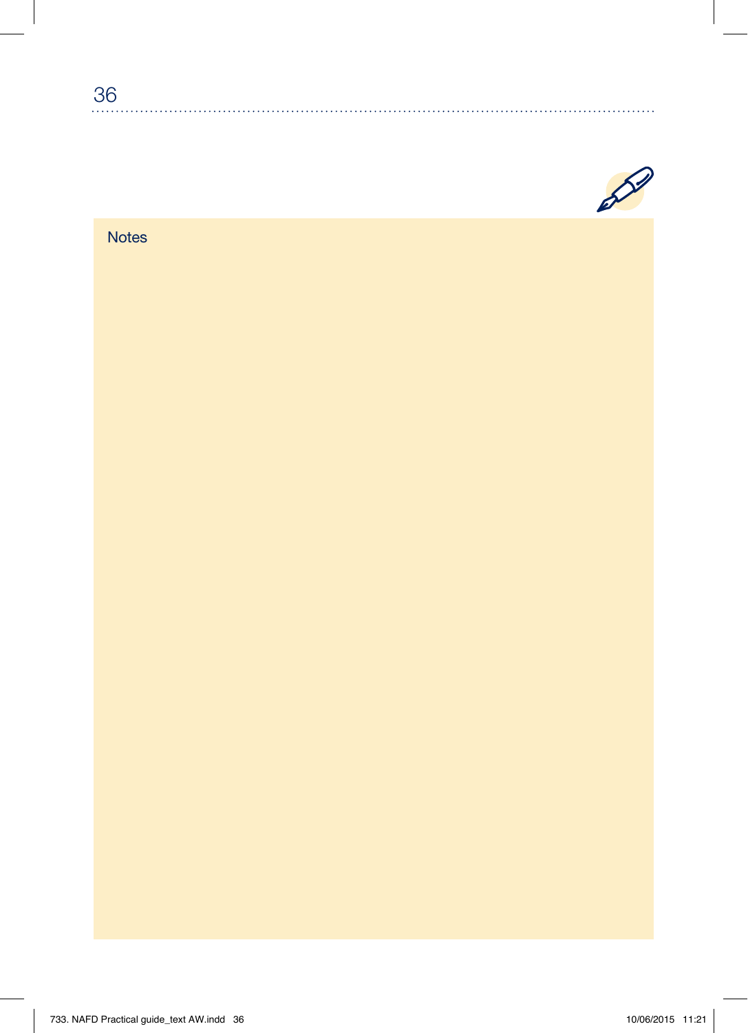Notes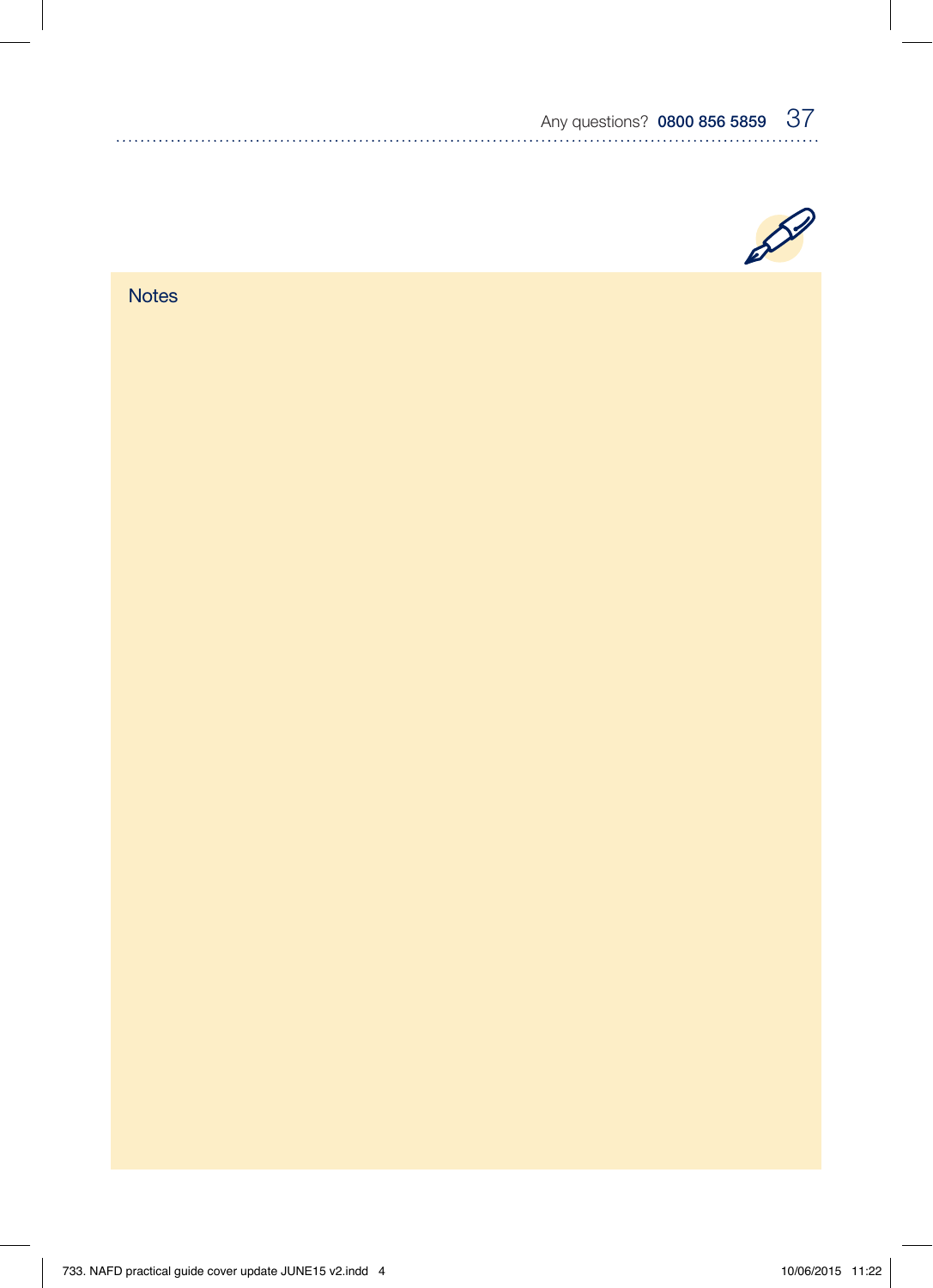## Notes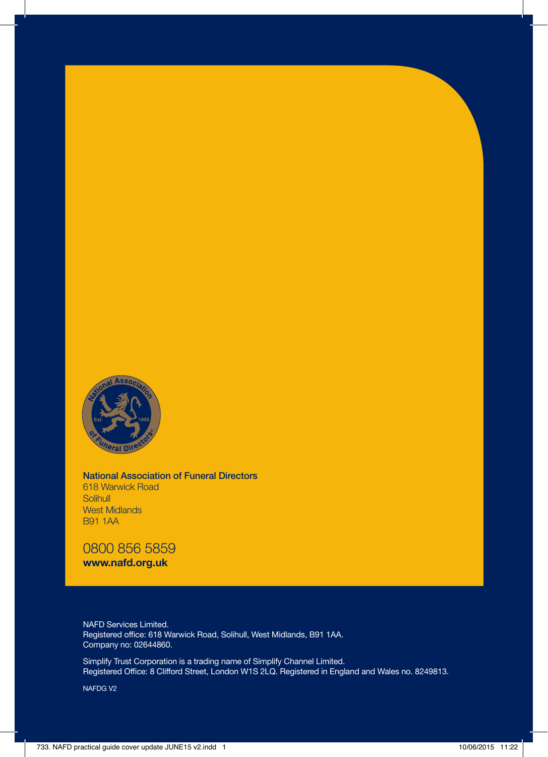**National Association of Funeral Directors**
618 Warwick Road
Solihull
West Midlands
B91 1AA

0800 856 5859
**www.nafd.org.uk**

NAFD Services Limited.
Registered office: 618 Warwick Road, Solihull, West Midlands, B91 1AA.
Company no: 02644860.

Simplify Trust Corporation is a trading name of Simplify Channel Limited.
Registered Office: 8 Clifford Street, London W1S 2LQ. Registered in England and Wales no. 8249813.

NAFDG V2